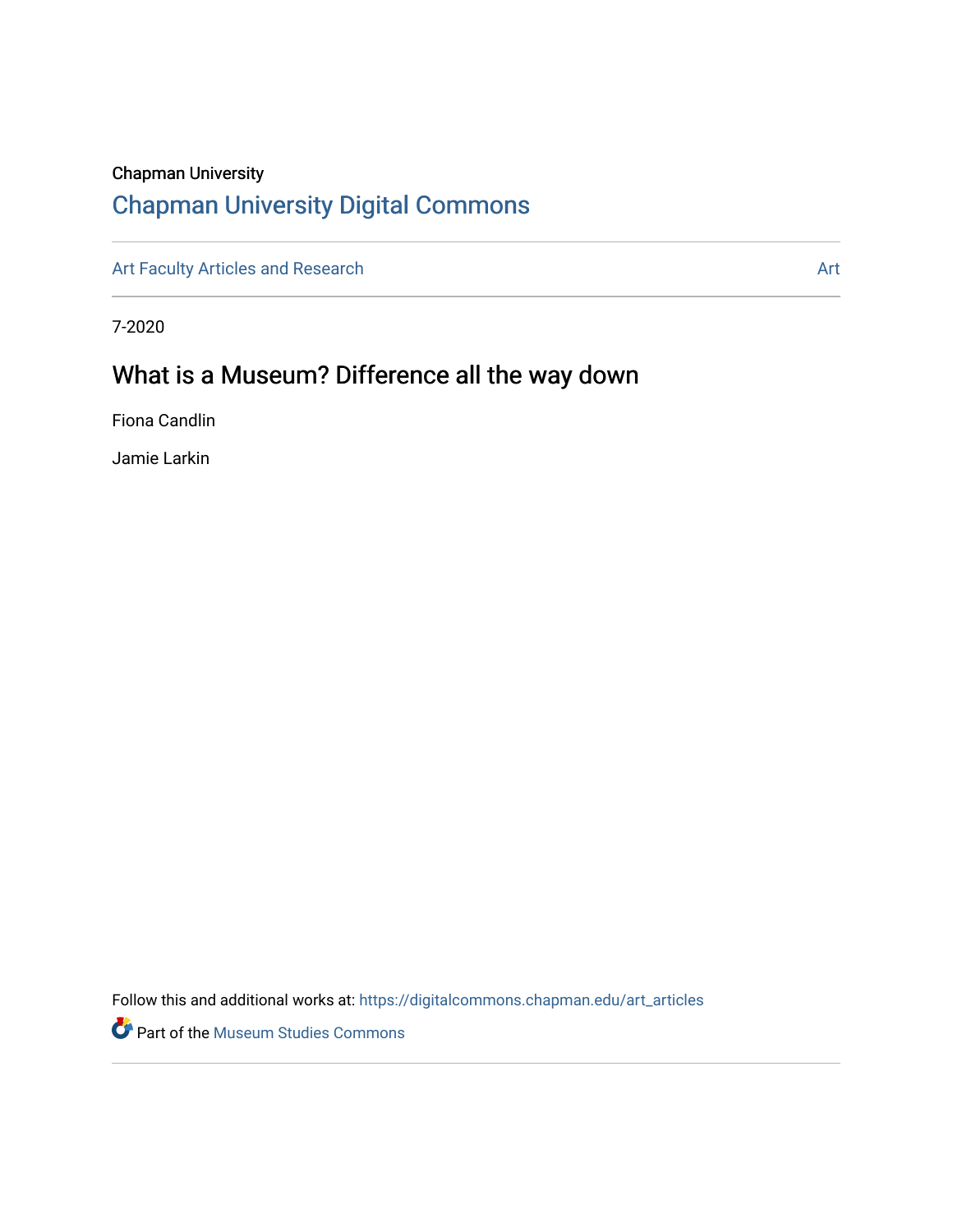Chapman University

## Chapman University Digital Commons

Art Faculty Articles and Research

Art

7-2020

# What is a Museum? Difference all the way down

Fiona Candlin

Jamie Larkin

Follow this and additional works at: https://digitalcommons.chapman.edu/art_articles

Part of the Museum Studies Commons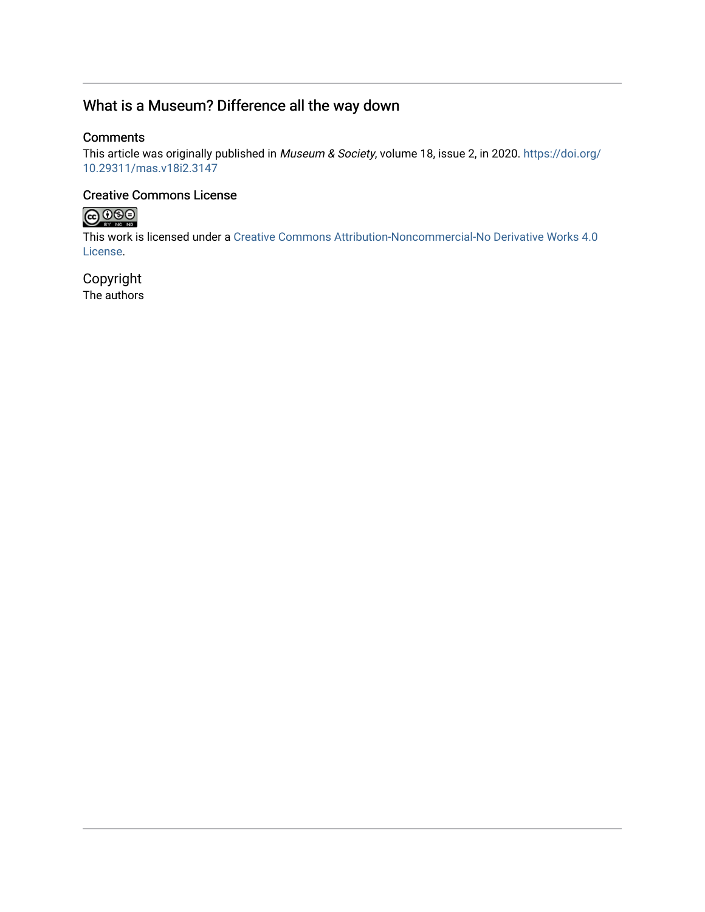## What is a Museum? Difference all the way down

### Comments

This article was originally published in *Museum & Society*, volume 18, issue 2, in 2020. https://doi.org/10.29311/mas.v18i2.3147

### Creative Commons License

This work is licensed under a Creative Commons Attribution-Noncommercial-No Derivative Works 4.0 License.

### Copyright

The authors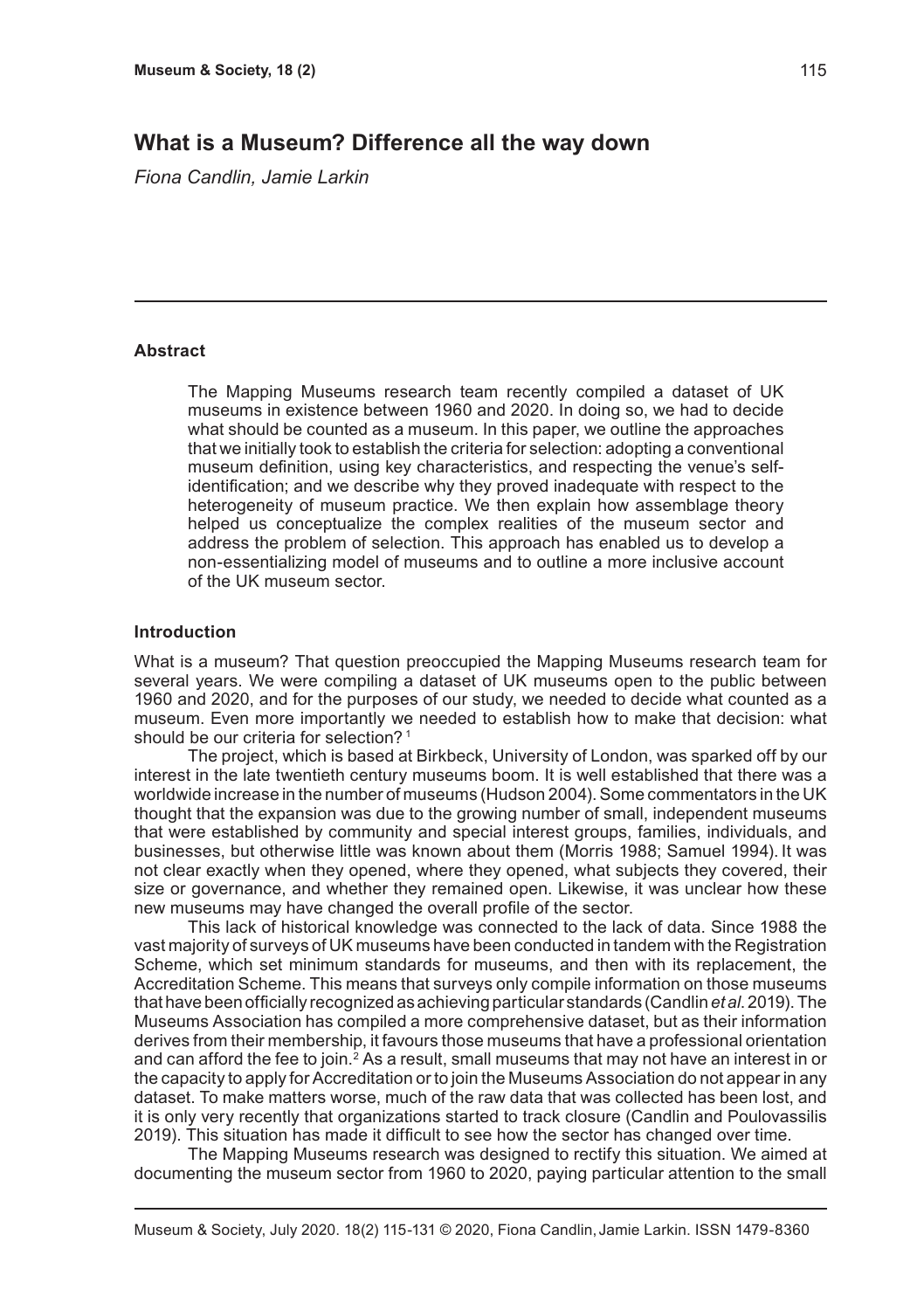# What is a Museum? Difference all the way down

*Fiona Candlin, Jamie Larkin*

## Abstract

The Mapping Museums research team recently compiled a dataset of UK museums in existence between 1960 and 2020. In doing so, we had to decide what should be counted as a museum. In this paper, we outline the approaches that we initially took to establish the criteria for selection: adopting a conventional museum definition, using key characteristics, and respecting the venue's self-identification; and we describe why they proved inadequate with respect to the heterogeneity of museum practice. We then explain how assemblage theory helped us conceptualize the complex realities of the museum sector and address the problem of selection. This approach has enabled us to develop a non-essentializing model of museums and to outline a more inclusive account of the UK museum sector.

## Introduction

What is a museum? That question preoccupied the Mapping Museums research team for several years. We were compiling a dataset of UK museums open to the public between 1960 and 2020, and for the purposes of our study, we needed to decide what counted as a museum. Even more importantly we needed to establish how to make that decision: what should be our criteria for selection? [1]

The project, which is based at Birkbeck, University of London, was sparked off by our interest in the late twentieth century museums boom. It is well established that there was a worldwide increase in the number of museums (Hudson 2004). Some commentators in the UK thought that the expansion was due to the growing number of small, independent museums that were established by community and special interest groups, families, individuals, and businesses, but otherwise little was known about them (Morris 1988; Samuel 1994). It was not clear exactly when they opened, where they opened, what subjects they covered, their size or governance, and whether they remained open. Likewise, it was unclear how these new museums may have changed the overall profile of the sector.

This lack of historical knowledge was connected to the lack of data. Since 1988 the vast majority of surveys of UK museums have been conducted in tandem with the Registration Scheme, which set minimum standards for museums, and then with its replacement, the Accreditation Scheme. This means that surveys only compile information on those museums that have been officially recognized as achieving particular standards (Candlin *et al*. 2019). The Museums Association has compiled a more comprehensive dataset, but as their information derives from their membership, it favours those museums that have a professional orientation and can afford the fee to join.[2] As a result, small museums that may not have an interest in or the capacity to apply for Accreditation or to join the Museums Association do not appear in any dataset. To make matters worse, much of the raw data that was collected has been lost, and it is only very recently that organizations started to track closure (Candlin and Poulovassilis 2019). This situation has made it difficult to see how the sector has changed over time.

The Mapping Museums research was designed to rectify this situation. We aimed at documenting the museum sector from 1960 to 2020, paying particular attention to the small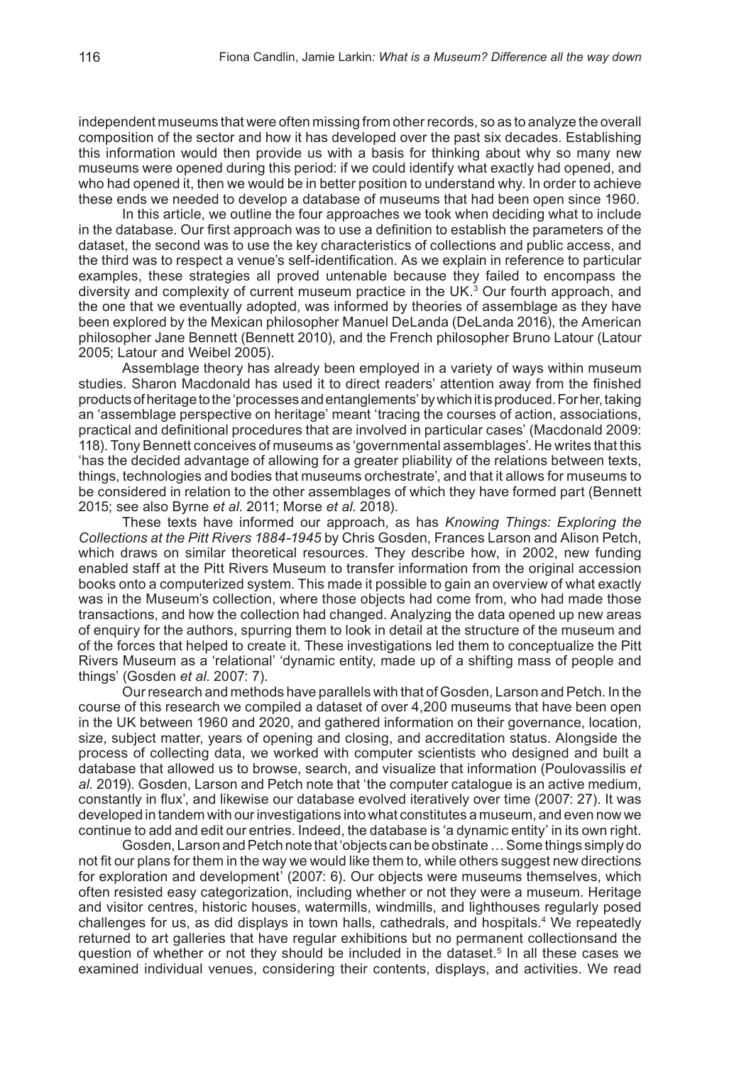independent museums that were often missing from other records, so as to analyze the overall composition of the sector and how it has developed over the past six decades. Establishing this information would then provide us with a basis for thinking about why so many new museums were opened during this period: if we could identify what exactly had opened, and who had opened it, then we would be in better position to understand why. In order to achieve these ends we needed to develop a database of museums that had been open since 1960.

In this article, we outline the four approaches we took when deciding what to include in the database. Our first approach was to use a definition to establish the parameters of the dataset, the second was to use the key characteristics of collections and public access, and the third was to respect a venue's self-identification. As we explain in reference to particular examples, these strategies all proved untenable because they failed to encompass the diversity and complexity of current museum practice in the UK.[3] Our fourth approach, and the one that we eventually adopted, was informed by theories of assemblage as they have been explored by the Mexican philosopher Manuel DeLanda (DeLanda 2016), the American philosopher Jane Bennett (Bennett 2010), and the French philosopher Bruno Latour (Latour 2005; Latour and Weibel 2005).

Assemblage theory has already been employed in a variety of ways within museum studies. Sharon Macdonald has used it to direct readers' attention away from the finished products of heritage to the 'processes and entanglements' by which it is produced. For her, taking an 'assemblage perspective on heritage' meant 'tracing the courses of action, associations, practical and definitional procedures that are involved in particular cases' (Macdonald 2009: 118). Tony Bennett conceives of museums as 'governmental assemblages'. He writes that this 'has the decided advantage of allowing for a greater pliability of the relations between texts, things, technologies and bodies that museums orchestrate', and that it allows for museums to be considered in relation to the other assemblages of which they have formed part (Bennett 2015; see also Byrne *et al*. 2011; Morse *et al*. 2018).

These texts have informed our approach, as has *Knowing Things: Exploring the Collections at the Pitt Rivers 1884-1945* by Chris Gosden, Frances Larson and Alison Petch, which draws on similar theoretical resources. They describe how, in 2002, new funding enabled staff at the Pitt Rivers Museum to transfer information from the original accession books onto a computerized system. This made it possible to gain an overview of what exactly was in the Museum's collection, where those objects had come from, who had made those transactions, and how the collection had changed. Analyzing the data opened up new areas of enquiry for the authors, spurring them to look in detail at the structure of the museum and of the forces that helped to create it. These investigations led them to conceptualize the Pitt Rivers Museum as a 'relational' 'dynamic entity, made up of a shifting mass of people and things' (Gosden *et al*. 2007: 7).

Our research and methods have parallels with that of Gosden, Larson and Petch. In the course of this research we compiled a dataset of over 4,200 museums that have been open in the UK between 1960 and 2020, and gathered information on their governance, location, size, subject matter, years of opening and closing, and accreditation status. Alongside the process of collecting data, we worked with computer scientists who designed and built a database that allowed us to browse, search, and visualize that information (Poulovassilis *et al*. 2019). Gosden, Larson and Petch note that 'the computer catalogue is an active medium, constantly in flux', and likewise our database evolved iteratively over time (2007: 27). It was developed in tandem with our investigations into what constitutes a museum, and even now we continue to add and edit our entries. Indeed, the database is 'a dynamic entity' in its own right.

Gosden, Larson and Petch note that 'objects can be obstinate … Some things simply do not fit our plans for them in the way we would like them to, while others suggest new directions for exploration and development' (2007: 6). Our objects were museums themselves, which often resisted easy categorization, including whether or not they were a museum. Heritage and visitor centres, historic houses, watermills, windmills, and lighthouses regularly posed challenges for us, as did displays in town halls, cathedrals, and hospitals.[4] We repeatedly returned to art galleries that have regular exhibitions but no permanent collectionsand the question of whether or not they should be included in the dataset.[5] In all these cases we examined individual venues, considering their contents, displays, and activities. We read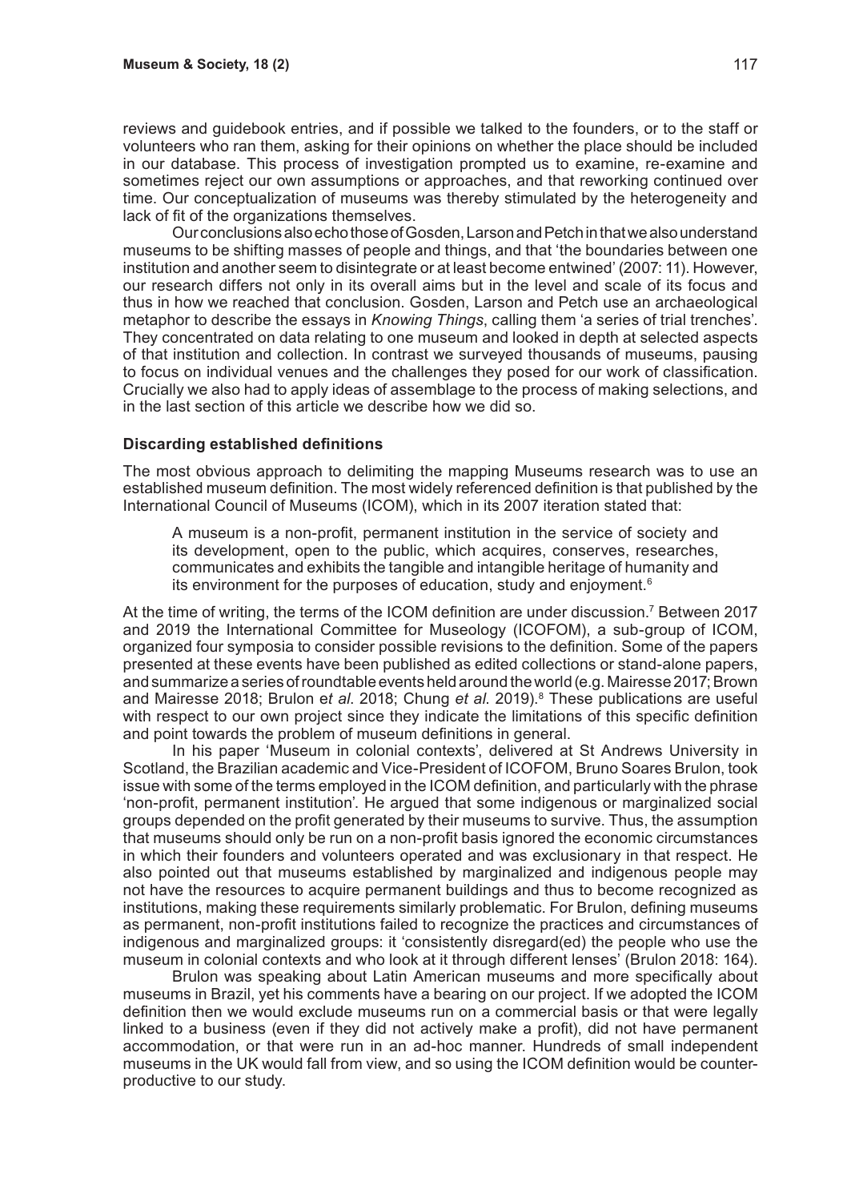reviews and guidebook entries, and if possible we talked to the founders, or to the staff or volunteers who ran them, asking for their opinions on whether the place should be included in our database. This process of investigation prompted us to examine, re-examine and sometimes reject our own assumptions or approaches, and that reworking continued over time. Our conceptualization of museums was thereby stimulated by the heterogeneity and lack of fit of the organizations themselves.

Our conclusions also echo those of Gosden, Larson and Petch in that we also understand museums to be shifting masses of people and things, and that 'the boundaries between one institution and another seem to disintegrate or at least become entwined' (2007: 11). However, our research differs not only in its overall aims but in the level and scale of its focus and thus in how we reached that conclusion. Gosden, Larson and Petch use an archaeological metaphor to describe the essays in *Knowing Things*, calling them 'a series of trial trenches'. They concentrated on data relating to one museum and looked in depth at selected aspects of that institution and collection. In contrast we surveyed thousands of museums, pausing to focus on individual venues and the challenges they posed for our work of classification. Crucially we also had to apply ideas of assemblage to the process of making selections, and in the last section of this article we describe how we did so.

### Discarding established definitions

The most obvious approach to delimiting the mapping Museums research was to use an established museum definition. The most widely referenced definition is that published by the International Council of Museums (ICOM), which in its 2007 iteration stated that:

> A museum is a non-profit, permanent institution in the service of society and its development, open to the public, which acquires, conserves, researches, communicates and exhibits the tangible and intangible heritage of humanity and its environment for the purposes of education, study and enjoyment.[6]

At the time of writing, the terms of the ICOM definition are under discussion.[7] Between 2017 and 2019 the International Committee for Museology (ICOFOM), a sub-group of ICOM, organized four symposia to consider possible revisions to the definition. Some of the papers presented at these events have been published as edited collections or stand-alone papers, and summarize a series of roundtable events held around the world (e.g. Mairesse 2017; Brown and Mairesse 2018; Brulon e*t al*. 2018; Chung *et al.* 2019).[8] These publications are useful with respect to our own project since they indicate the limitations of this specific definition and point towards the problem of museum definitions in general.

In his paper 'Museum in colonial contexts', delivered at St Andrews University in Scotland, the Brazilian academic and Vice-President of ICOFOM, Bruno Soares Brulon, took issue with some of the terms employed in the ICOM definition, and particularly with the phrase 'non-profit, permanent institution'. He argued that some indigenous or marginalized social groups depended on the profit generated by their museums to survive. Thus, the assumption that museums should only be run on a non-profit basis ignored the economic circumstances in which their founders and volunteers operated and was exclusionary in that respect. He also pointed out that museums established by marginalized and indigenous people may not have the resources to acquire permanent buildings and thus to become recognized as institutions, making these requirements similarly problematic. For Brulon, defining museums as permanent, non-profit institutions failed to recognize the practices and circumstances of indigenous and marginalized groups: it 'consistently disregard(ed) the people who use the museum in colonial contexts and who look at it through different lenses' (Brulon 2018: 164).

Brulon was speaking about Latin American museums and more specifically about museums in Brazil, yet his comments have a bearing on our project. If we adopted the ICOM definition then we would exclude museums run on a commercial basis or that were legally linked to a business (even if they did not actively make a profit), did not have permanent accommodation, or that were run in an ad-hoc manner. Hundreds of small independent museums in the UK would fall from view, and so using the ICOM definition would be counter-productive to our study.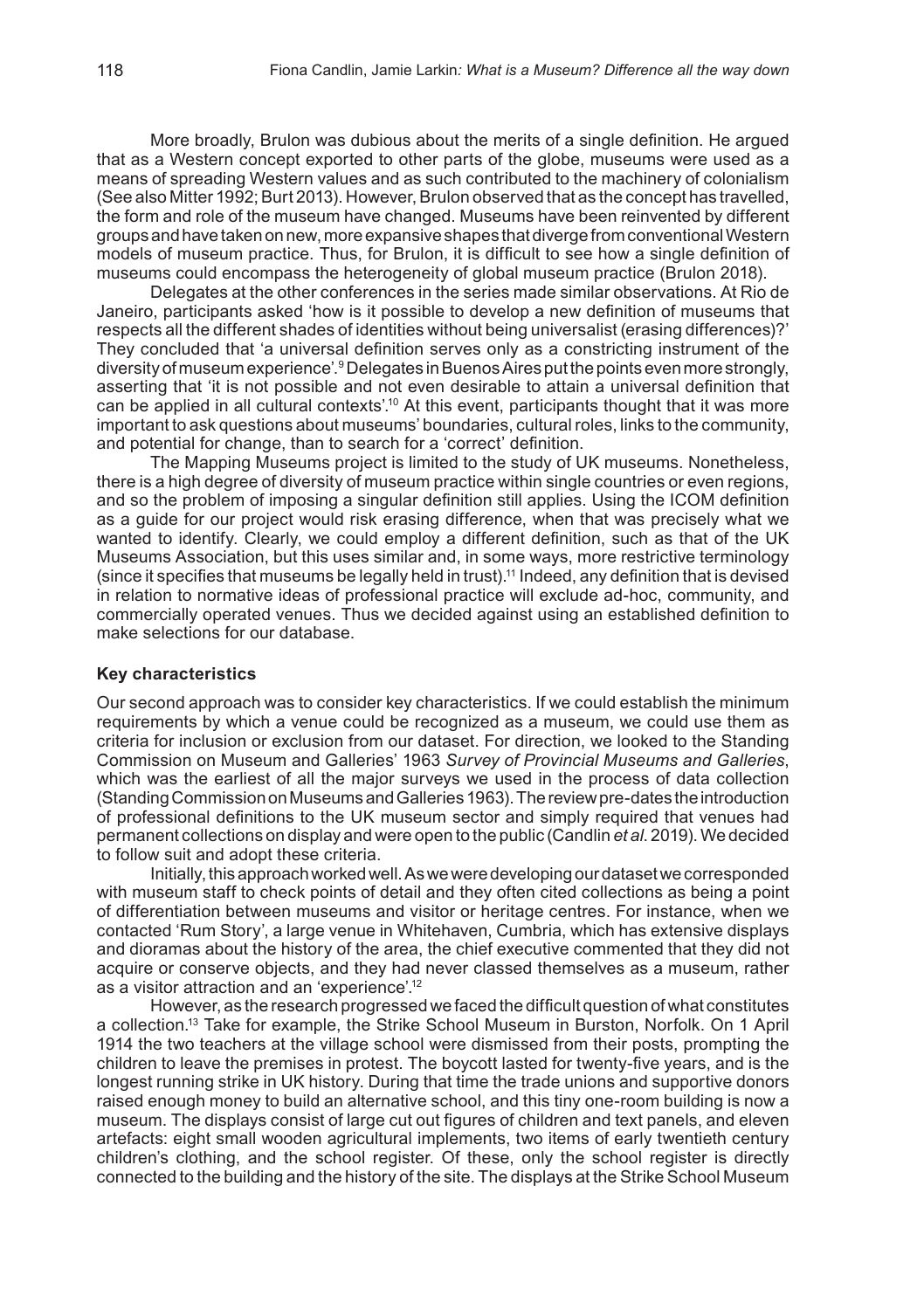More broadly, Brulon was dubious about the merits of a single definition. He argued that as a Western concept exported to other parts of the globe, museums were used as a means of spreading Western values and as such contributed to the machinery of colonialism (See also Mitter 1992; Burt 2013). However, Brulon observed that as the concept has travelled, the form and role of the museum have changed. Museums have been reinvented by different groups and have taken on new, more expansive shapes that diverge from conventional Western models of museum practice. Thus, for Brulon, it is difficult to see how a single definition of museums could encompass the heterogeneity of global museum practice (Brulon 2018).

Delegates at the other conferences in the series made similar observations. At Rio de Janeiro, participants asked 'how is it possible to develop a new definition of museums that respects all the different shades of identities without being universalist (erasing differences)?' They concluded that 'a universal definition serves only as a constricting instrument of the diversity of museum experience'.[9] Delegates in Buenos Aires put the points even more strongly, asserting that 'it is not possible and not even desirable to attain a universal definition that can be applied in all cultural contexts'.[10] At this event, participants thought that it was more important to ask questions about museums' boundaries, cultural roles, links to the community, and potential for change, than to search for a 'correct' definition.

The Mapping Museums project is limited to the study of UK museums. Nonetheless, there is a high degree of diversity of museum practice within single countries or even regions, and so the problem of imposing a singular definition still applies. Using the ICOM definition as a guide for our project would risk erasing difference, when that was precisely what we wanted to identify. Clearly, we could employ a different definition, such as that of the UK Museums Association, but this uses similar and, in some ways, more restrictive terminology (since it specifies that museums be legally held in trust).[11] Indeed, any definition that is devised in relation to normative ideas of professional practice will exclude ad-hoc, community, and commercially operated venues. Thus we decided against using an established definition to make selections for our database.

### Key characteristics

Our second approach was to consider key characteristics. If we could establish the minimum requirements by which a venue could be recognized as a museum, we could use them as criteria for inclusion or exclusion from our dataset. For direction, we looked to the Standing Commission on Museum and Galleries' 1963 *Survey of Provincial Museums and Galleries*, which was the earliest of all the major surveys we used in the process of data collection (Standing Commission on Museums and Galleries 1963). The review pre-dates the introduction of professional definitions to the UK museum sector and simply required that venues had permanent collections on display and were open to the public (Candlin *et al*. 2019). We decided to follow suit and adopt these criteria.

Initially, this approach worked well. As we were developing our dataset we corresponded with museum staff to check points of detail and they often cited collections as being a point of differentiation between museums and visitor or heritage centres. For instance, when we contacted 'Rum Story', a large venue in Whitehaven, Cumbria, which has extensive displays and dioramas about the history of the area, the chief executive commented that they did not acquire or conserve objects, and they had never classed themselves as a museum, rather as a visitor attraction and an 'experience'.[12]

However, as the research progressed we faced the difficult question of what constitutes a collection.[13] Take for example, the Strike School Museum in Burston, Norfolk. On 1 April 1914 the two teachers at the village school were dismissed from their posts, prompting the children to leave the premises in protest. The boycott lasted for twenty-five years, and is the longest running strike in UK history. During that time the trade unions and supportive donors raised enough money to build an alternative school, and this tiny one-room building is now a museum. The displays consist of large cut out figures of children and text panels, and eleven artefacts: eight small wooden agricultural implements, two items of early twentieth century children's clothing, and the school register. Of these, only the school register is directly connected to the building and the history of the site. The displays at the Strike School Museum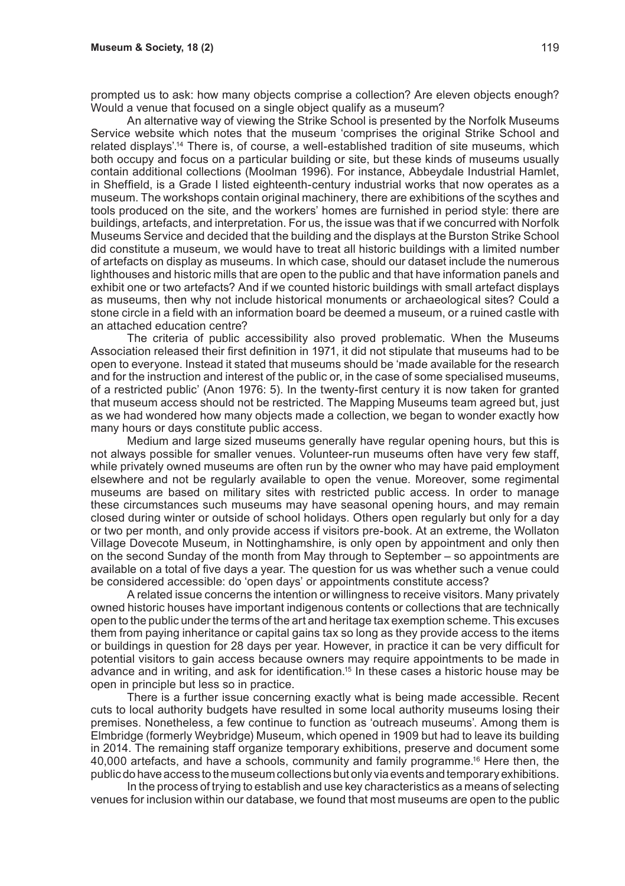prompted us to ask: how many objects comprise a collection? Are eleven objects enough? Would a venue that focused on a single object qualify as a museum?

An alternative way of viewing the Strike School is presented by the Norfolk Museums Service website which notes that the museum 'comprises the original Strike School and related displays'.[14] There is, of course, a well-established tradition of site museums, which both occupy and focus on a particular building or site, but these kinds of museums usually contain additional collections (Moolman 1996). For instance, Abbeydale Industrial Hamlet, in Sheffield, is a Grade I listed eighteenth-century industrial works that now operates as a museum. The workshops contain original machinery, there are exhibitions of the scythes and tools produced on the site, and the workers' homes are furnished in period style: there are buildings, artefacts, and interpretation. For us, the issue was that if we concurred with Norfolk Museums Service and decided that the building and the displays at the Burston Strike School did constitute a museum, we would have to treat all historic buildings with a limited number of artefacts on display as museums. In which case, should our dataset include the numerous lighthouses and historic mills that are open to the public and that have information panels and exhibit one or two artefacts? And if we counted historic buildings with small artefact displays as museums, then why not include historical monuments or archaeological sites? Could a stone circle in a field with an information board be deemed a museum, or a ruined castle with an attached education centre?

The criteria of public accessibility also proved problematic. When the Museums Association released their first definition in 1971, it did not stipulate that museums had to be open to everyone. Instead it stated that museums should be 'made available for the research and for the instruction and interest of the public or, in the case of some specialised museums, of a restricted public' (Anon 1976: 5). In the twenty-first century it is now taken for granted that museum access should not be restricted. The Mapping Museums team agreed but, just as we had wondered how many objects made a collection, we began to wonder exactly how many hours or days constitute public access.

Medium and large sized museums generally have regular opening hours, but this is not always possible for smaller venues. Volunteer-run museums often have very few staff, while privately owned museums are often run by the owner who may have paid employment elsewhere and not be regularly available to open the venue. Moreover, some regimental museums are based on military sites with restricted public access. In order to manage these circumstances such museums may have seasonal opening hours, and may remain closed during winter or outside of school holidays. Others open regularly but only for a day or two per month, and only provide access if visitors pre-book. At an extreme, the Wollaton Village Dovecote Museum, in Nottinghamshire, is only open by appointment and only then on the second Sunday of the month from May through to September – so appointments are available on a total of five days a year. The question for us was whether such a venue could be considered accessible: do 'open days' or appointments constitute access?

A related issue concerns the intention or willingness to receive visitors. Many privately owned historic houses have important indigenous contents or collections that are technically open to the public under the terms of the art and heritage tax exemption scheme. This excuses them from paying inheritance or capital gains tax so long as they provide access to the items or buildings in question for 28 days per year. However, in practice it can be very difficult for potential visitors to gain access because owners may require appointments to be made in advance and in writing, and ask for identification.[15] In these cases a historic house may be open in principle but less so in practice.

There is a further issue concerning exactly what is being made accessible. Recent cuts to local authority budgets have resulted in some local authority museums losing their premises. Nonetheless, a few continue to function as 'outreach museums'. Among them is Elmbridge (formerly Weybridge) Museum, which opened in 1909 but had to leave its building in 2014. The remaining staff organize temporary exhibitions, preserve and document some 40,000 artefacts, and have a schools, community and family programme.[16] Here then, the public do have access to the museum collections but only via events and temporary exhibitions.

In the process of trying to establish and use key characteristics as a means of selecting venues for inclusion within our database, we found that most museums are open to the public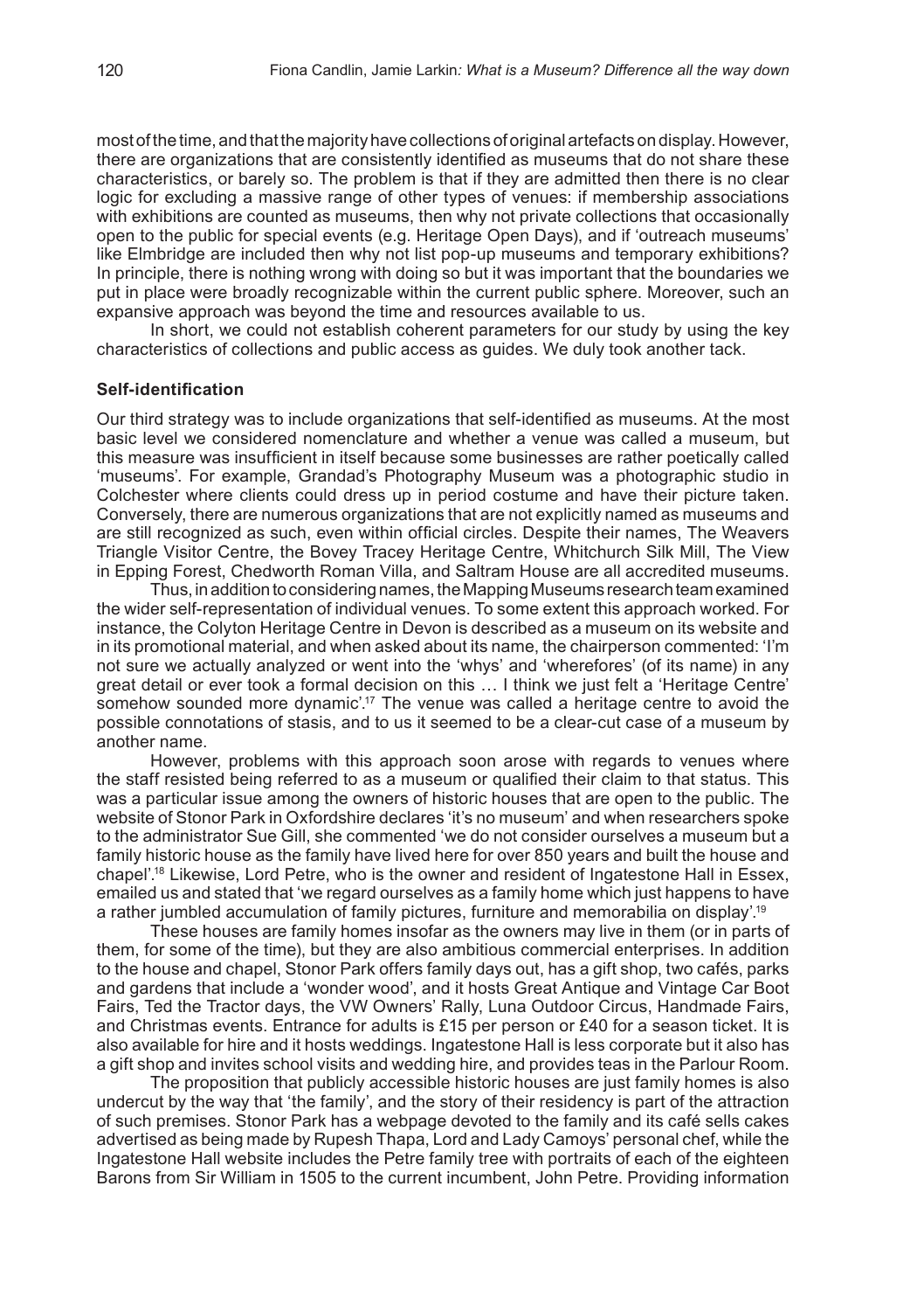most of the time, and that the majority have collections of original artefacts on display. However, there are organizations that are consistently identified as museums that do not share these characteristics, or barely so. The problem is that if they are admitted then there is no clear logic for excluding a massive range of other types of venues: if membership associations with exhibitions are counted as museums, then why not private collections that occasionally open to the public for special events (e.g. Heritage Open Days), and if 'outreach museums' like Elmbridge are included then why not list pop-up museums and temporary exhibitions? In principle, there is nothing wrong with doing so but it was important that the boundaries we put in place were broadly recognizable within the current public sphere. Moreover, such an expansive approach was beyond the time and resources available to us.

In short, we could not establish coherent parameters for our study by using the key characteristics of collections and public access as guides. We duly took another tack.

### Self-identification

Our third strategy was to include organizations that self-identified as museums. At the most basic level we considered nomenclature and whether a venue was called a museum, but this measure was insufficient in itself because some businesses are rather poetically called 'museums'. For example, Grandad's Photography Museum was a photographic studio in Colchester where clients could dress up in period costume and have their picture taken. Conversely, there are numerous organizations that are not explicitly named as museums and are still recognized as such, even within official circles. Despite their names, The Weavers Triangle Visitor Centre, the Bovey Tracey Heritage Centre, Whitchurch Silk Mill, The View in Epping Forest, Chedworth Roman Villa, and Saltram House are all accredited museums.

Thus, in addition to considering names, the Mapping Museums research team examined the wider self-representation of individual venues. To some extent this approach worked. For instance, the Colyton Heritage Centre in Devon is described as a museum on its website and in its promotional material, and when asked about its name, the chairperson commented: 'I'm not sure we actually analyzed or went into the 'whys' and 'wherefores' (of its name) in any great detail or ever took a formal decision on this … I think we just felt a 'Heritage Centre' somehow sounded more dynamic'.[17] The venue was called a heritage centre to avoid the possible connotations of stasis, and to us it seemed to be a clear-cut case of a museum by another name.

However, problems with this approach soon arose with regards to venues where the staff resisted being referred to as a museum or qualified their claim to that status. This was a particular issue among the owners of historic houses that are open to the public. The website of Stonor Park in Oxfordshire declares 'it's no museum' and when researchers spoke to the administrator Sue Gill, she commented 'we do not consider ourselves a museum but a family historic house as the family have lived here for over 850 years and built the house and chapel'.[18] Likewise, Lord Petre, who is the owner and resident of Ingatestone Hall in Essex, emailed us and stated that 'we regard ourselves as a family home which just happens to have a rather jumbled accumulation of family pictures, furniture and memorabilia on display'.[19]

These houses are family homes insofar as the owners may live in them (or in parts of them, for some of the time), but they are also ambitious commercial enterprises. In addition to the house and chapel, Stonor Park offers family days out, has a gift shop, two cafés, parks and gardens that include a 'wonder wood', and it hosts Great Antique and Vintage Car Boot Fairs, Ted the Tractor days, the VW Owners' Rally, Luna Outdoor Circus, Handmade Fairs, and Christmas events. Entrance for adults is £15 per person or £40 for a season ticket. It is also available for hire and it hosts weddings. Ingatestone Hall is less corporate but it also has a gift shop and invites school visits and wedding hire, and provides teas in the Parlour Room.

The proposition that publicly accessible historic houses are just family homes is also undercut by the way that 'the family', and the story of their residency is part of the attraction of such premises. Stonor Park has a webpage devoted to the family and its café sells cakes advertised as being made by Rupesh Thapa, Lord and Lady Camoys' personal chef, while the Ingatestone Hall website includes the Petre family tree with portraits of each of the eighteen Barons from Sir William in 1505 to the current incumbent, John Petre. Providing information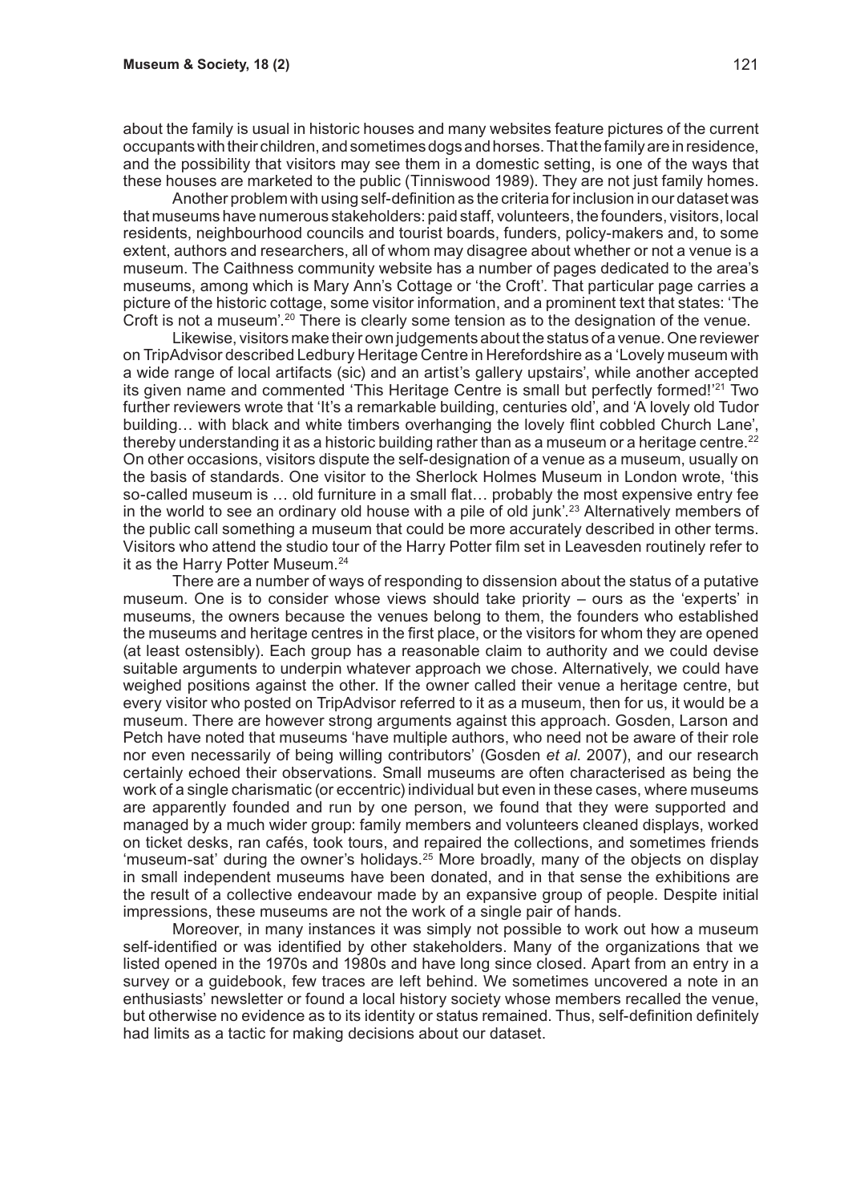about the family is usual in historic houses and many websites feature pictures of the current occupants with their children, and sometimes dogs and horses. That the family are in residence, and the possibility that visitors may see them in a domestic setting, is one of the ways that these houses are marketed to the public (Tinniswood 1989). They are not just family homes.

Another problem with using self-definition as the criteria for inclusion in our dataset was that museums have numerous stakeholders: paid staff, volunteers, the founders, visitors, local residents, neighbourhood councils and tourist boards, funders, policy-makers and, to some extent, authors and researchers, all of whom may disagree about whether or not a venue is a museum. The Caithness community website has a number of pages dedicated to the area's museums, among which is Mary Ann's Cottage or 'the Croft'. That particular page carries a picture of the historic cottage, some visitor information, and a prominent text that states: 'The Croft is not a museum'.[20] There is clearly some tension as to the designation of the venue.

Likewise, visitors make their own judgements about the status of a venue. One reviewer on TripAdvisor described Ledbury Heritage Centre in Herefordshire as a 'Lovely museum with a wide range of local artifacts (sic) and an artist's gallery upstairs', while another accepted its given name and commented 'This Heritage Centre is small but perfectly formed!'[21] Two further reviewers wrote that 'It's a remarkable building, centuries old', and 'A lovely old Tudor building… with black and white timbers overhanging the lovely flint cobbled Church Lane', thereby understanding it as a historic building rather than as a museum or a heritage centre.[22] On other occasions, visitors dispute the self-designation of a venue as a museum, usually on the basis of standards. One visitor to the Sherlock Holmes Museum in London wrote, 'this so-called museum is … old furniture in a small flat… probably the most expensive entry fee in the world to see an ordinary old house with a pile of old junk'.[23] Alternatively members of the public call something a museum that could be more accurately described in other terms. Visitors who attend the studio tour of the Harry Potter film set in Leavesden routinely refer to it as the Harry Potter Museum.[24]

There are a number of ways of responding to dissension about the status of a putative museum. One is to consider whose views should take priority – ours as the 'experts' in museums, the owners because the venues belong to them, the founders who established the museums and heritage centres in the first place, or the visitors for whom they are opened (at least ostensibly). Each group has a reasonable claim to authority and we could devise suitable arguments to underpin whatever approach we chose. Alternatively, we could have weighed positions against the other. If the owner called their venue a heritage centre, but every visitor who posted on TripAdvisor referred to it as a museum, then for us, it would be a museum. There are however strong arguments against this approach. Gosden, Larson and Petch have noted that museums 'have multiple authors, who need not be aware of their role nor even necessarily of being willing contributors' (Gosden *et al*. 2007), and our research certainly echoed their observations. Small museums are often characterised as being the work of a single charismatic (or eccentric) individual but even in these cases, where museums are apparently founded and run by one person, we found that they were supported and managed by a much wider group: family members and volunteers cleaned displays, worked on ticket desks, ran cafés, took tours, and repaired the collections, and sometimes friends 'museum-sat' during the owner's holidays.[25] More broadly, many of the objects on display in small independent museums have been donated, and in that sense the exhibitions are the result of a collective endeavour made by an expansive group of people. Despite initial impressions, these museums are not the work of a single pair of hands.

Moreover, in many instances it was simply not possible to work out how a museum self-identified or was identified by other stakeholders. Many of the organizations that we listed opened in the 1970s and 1980s and have long since closed. Apart from an entry in a survey or a guidebook, few traces are left behind. We sometimes uncovered a note in an enthusiasts' newsletter or found a local history society whose members recalled the venue, but otherwise no evidence as to its identity or status remained. Thus, self-definition definitely had limits as a tactic for making decisions about our dataset.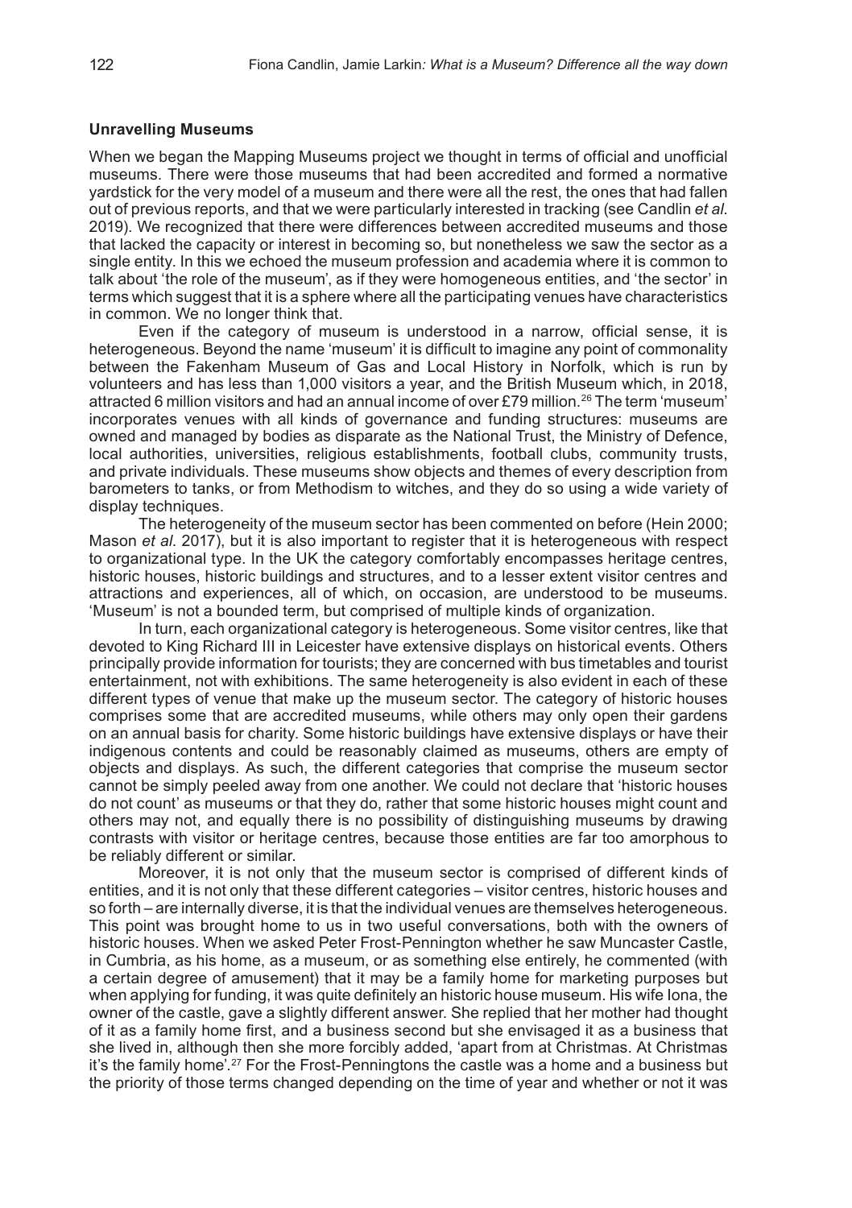### Unravelling Museums

When we began the Mapping Museums project we thought in terms of official and unofficial museums. There were those museums that had been accredited and formed a normative yardstick for the very model of a museum and there were all the rest, the ones that had fallen out of previous reports, and that we were particularly interested in tracking (see Candlin *et al*. 2019). We recognized that there were differences between accredited museums and those that lacked the capacity or interest in becoming so, but nonetheless we saw the sector as a single entity. In this we echoed the museum profession and academia where it is common to talk about 'the role of the museum', as if they were homogeneous entities, and 'the sector' in terms which suggest that it is a sphere where all the participating venues have characteristics in common. We no longer think that.

Even if the category of museum is understood in a narrow, official sense, it is heterogeneous. Beyond the name 'museum' it is difficult to imagine any point of commonality between the Fakenham Museum of Gas and Local History in Norfolk, which is run by volunteers and has less than 1,000 visitors a year, and the British Museum which, in 2018, attracted 6 million visitors and had an annual income of over £79 million.[26] The term 'museum' incorporates venues with all kinds of governance and funding structures: museums are owned and managed by bodies as disparate as the National Trust, the Ministry of Defence, local authorities, universities, religious establishments, football clubs, community trusts, and private individuals. These museums show objects and themes of every description from barometers to tanks, or from Methodism to witches, and they do so using a wide variety of display techniques.

The heterogeneity of the museum sector has been commented on before (Hein 2000; Mason *et al*. 2017), but it is also important to register that it is heterogeneous with respect to organizational type. In the UK the category comfortably encompasses heritage centres, historic houses, historic buildings and structures, and to a lesser extent visitor centres and attractions and experiences, all of which, on occasion, are understood to be museums. 'Museum' is not a bounded term, but comprised of multiple kinds of organization.

In turn, each organizational category is heterogeneous. Some visitor centres, like that devoted to King Richard III in Leicester have extensive displays on historical events. Others principally provide information for tourists; they are concerned with bus timetables and tourist entertainment, not with exhibitions. The same heterogeneity is also evident in each of these different types of venue that make up the museum sector. The category of historic houses comprises some that are accredited museums, while others may only open their gardens on an annual basis for charity. Some historic buildings have extensive displays or have their indigenous contents and could be reasonably claimed as museums, others are empty of objects and displays. As such, the different categories that comprise the museum sector cannot be simply peeled away from one another. We could not declare that 'historic houses do not count' as museums or that they do, rather that some historic houses might count and others may not, and equally there is no possibility of distinguishing museums by drawing contrasts with visitor or heritage centres, because those entities are far too amorphous to be reliably different or similar.

Moreover, it is not only that the museum sector is comprised of different kinds of entities, and it is not only that these different categories – visitor centres, historic houses and so forth – are internally diverse, it is that the individual venues are themselves heterogeneous. This point was brought home to us in two useful conversations, both with the owners of historic houses. When we asked Peter Frost-Pennington whether he saw Muncaster Castle, in Cumbria, as his home, as a museum, or as something else entirely, he commented (with a certain degree of amusement) that it may be a family home for marketing purposes but when applying for funding, it was quite definitely an historic house museum. His wife Iona, the owner of the castle, gave a slightly different answer. She replied that her mother had thought of it as a family home first, and a business second but she envisaged it as a business that she lived in, although then she more forcibly added, 'apart from at Christmas. At Christmas it's the family home'.[27] For the Frost-Penningtons the castle was a home and a business but the priority of those terms changed depending on the time of year and whether or not it was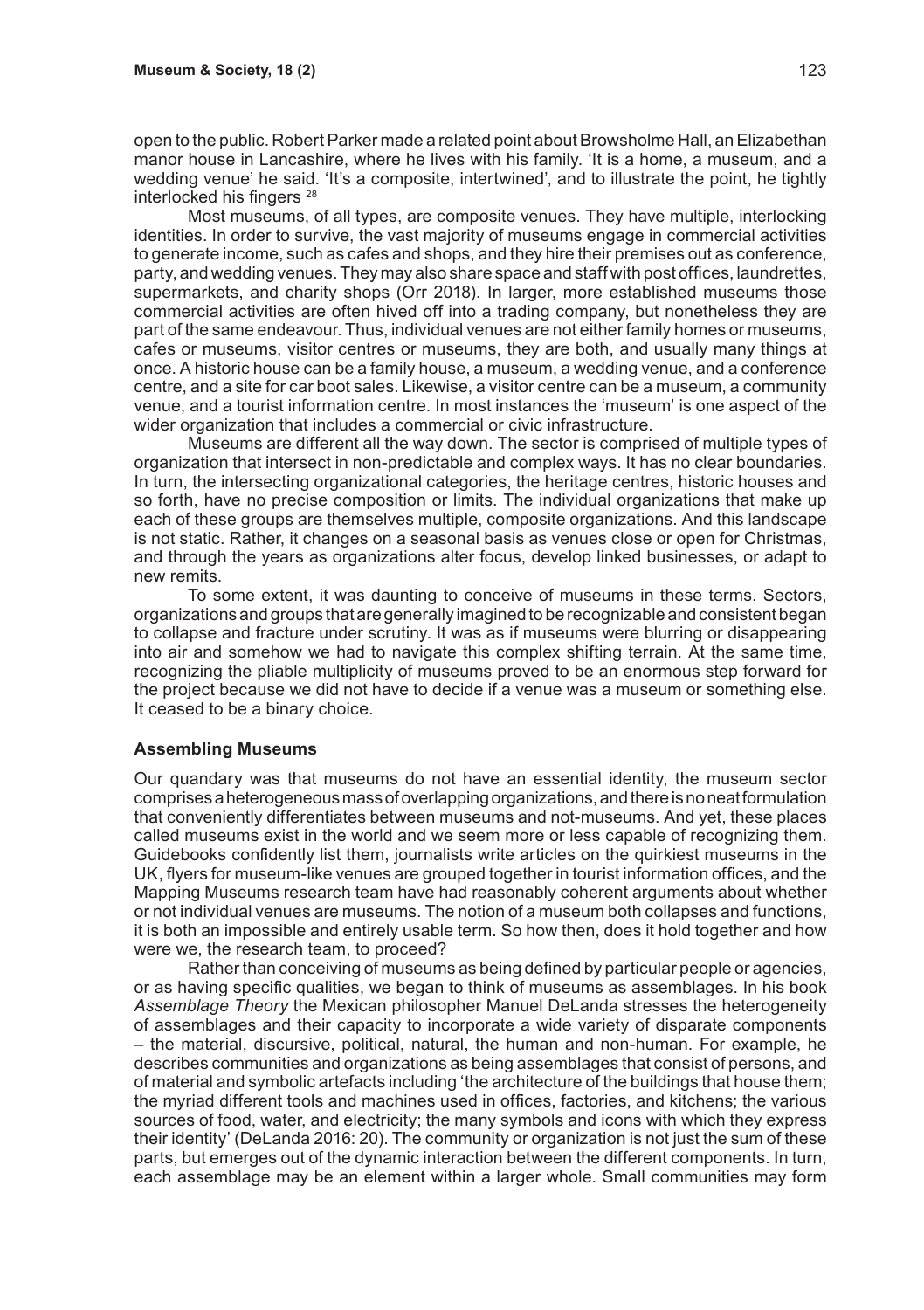open to the public. Robert Parker made a related point about Browsholme Hall, an Elizabethan manor house in Lancashire, where he lives with his family. 'It is a home, a museum, and a wedding venue' he said. 'It's a composite, intertwined', and to illustrate the point, he tightly interlocked his fingers [28]

Most museums, of all types, are composite venues. They have multiple, interlocking identities. In order to survive, the vast majority of museums engage in commercial activities to generate income, such as cafes and shops, and they hire their premises out as conference, party, and wedding venues. They may also share space and staff with post offices, laundrettes, supermarkets, and charity shops (Orr 2018). In larger, more established museums those commercial activities are often hived off into a trading company, but nonetheless they are part of the same endeavour. Thus, individual venues are not either family homes or museums, cafes or museums, visitor centres or museums, they are both, and usually many things at once. A historic house can be a family house, a museum, a wedding venue, and a conference centre, and a site for car boot sales. Likewise, a visitor centre can be a museum, a community venue, and a tourist information centre. In most instances the 'museum' is one aspect of the wider organization that includes a commercial or civic infrastructure.

Museums are different all the way down. The sector is comprised of multiple types of organization that intersect in non-predictable and complex ways. It has no clear boundaries. In turn, the intersecting organizational categories, the heritage centres, historic houses and so forth, have no precise composition or limits. The individual organizations that make up each of these groups are themselves multiple, composite organizations. And this landscape is not static. Rather, it changes on a seasonal basis as venues close or open for Christmas, and through the years as organizations alter focus, develop linked businesses, or adapt to new remits.

To some extent, it was daunting to conceive of museums in these terms. Sectors, organizations and groups that are generally imagined to be recognizable and consistent began to collapse and fracture under scrutiny. It was as if museums were blurring or disappearing into air and somehow we had to navigate this complex shifting terrain. At the same time, recognizing the pliable multiplicity of museums proved to be an enormous step forward for the project because we did not have to decide if a venue was a museum or something else. It ceased to be a binary choice.

## Assembling Museums

Our quandary was that museums do not have an essential identity, the museum sector comprises a heterogeneous mass of overlapping organizations, and there is no neat formulation that conveniently differentiates between museums and not-museums. And yet, these places called museums exist in the world and we seem more or less capable of recognizing them. Guidebooks confidently list them, journalists write articles on the quirkiest museums in the UK, flyers for museum-like venues are grouped together in tourist information offices, and the Mapping Museums research team have had reasonably coherent arguments about whether or not individual venues are museums. The notion of a museum both collapses and functions, it is both an impossible and entirely usable term. So how then, does it hold together and how were we, the research team, to proceed?

Rather than conceiving of museums as being defined by particular people or agencies, or as having specific qualities, we began to think of museums as assemblages. In his book *Assemblage Theory* the Mexican philosopher Manuel DeLanda stresses the heterogeneity of assemblages and their capacity to incorporate a wide variety of disparate components – the material, discursive, political, natural, the human and non-human. For example, he describes communities and organizations as being assemblages that consist of persons, and of material and symbolic artefacts including 'the architecture of the buildings that house them; the myriad different tools and machines used in offices, factories, and kitchens; the various sources of food, water, and electricity; the many symbols and icons with which they express their identity' (DeLanda 2016: 20). The community or organization is not just the sum of these parts, but emerges out of the dynamic interaction between the different components. In turn, each assemblage may be an element within a larger whole. Small communities may form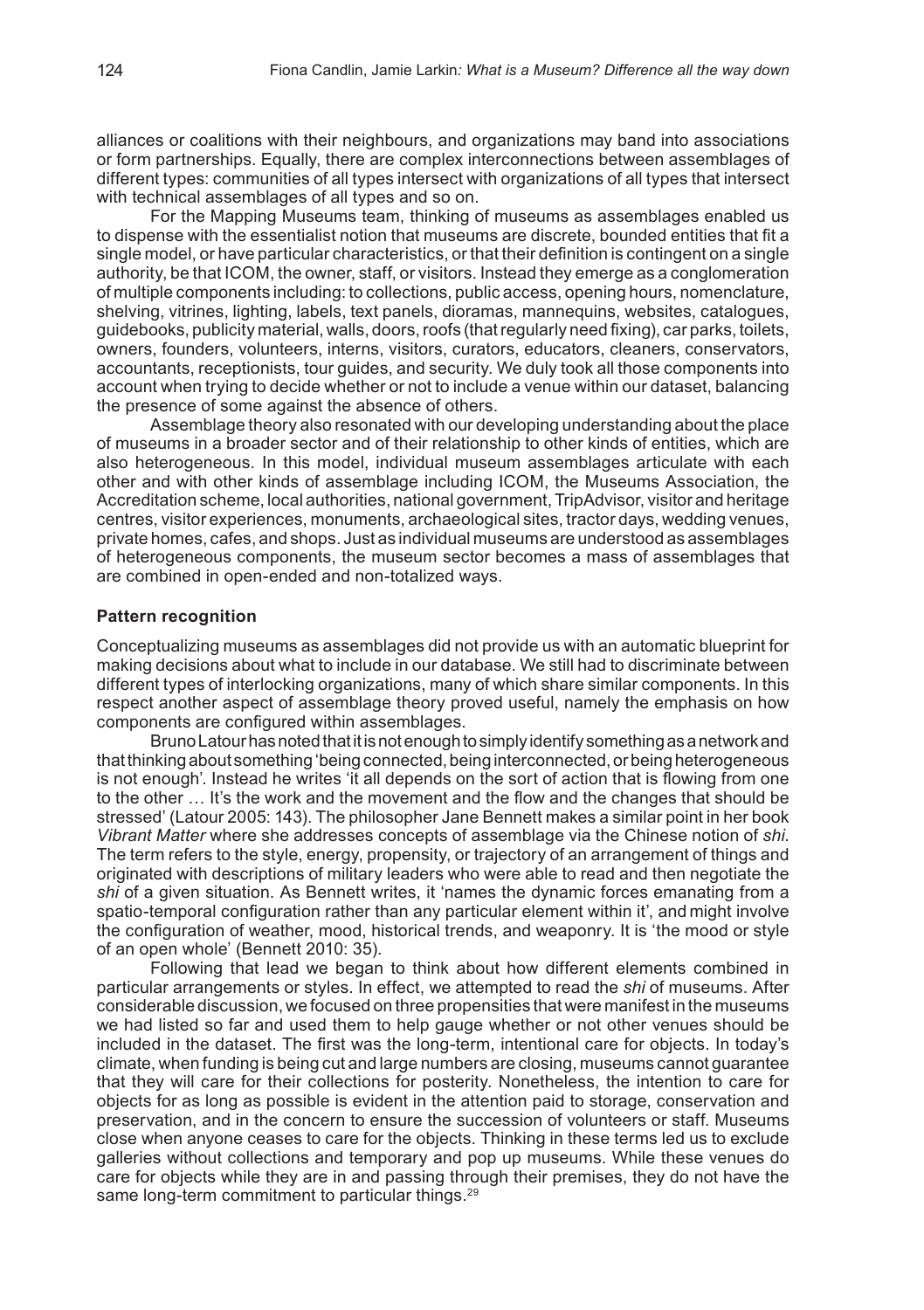alliances or coalitions with their neighbours, and organizations may band into associations or form partnerships. Equally, there are complex interconnections between assemblages of different types: communities of all types intersect with organizations of all types that intersect with technical assemblages of all types and so on.

For the Mapping Museums team, thinking of museums as assemblages enabled us to dispense with the essentialist notion that museums are discrete, bounded entities that fit a single model, or have particular characteristics, or that their definition is contingent on a single authority, be that ICOM, the owner, staff, or visitors. Instead they emerge as a conglomeration of multiple components including: to collections, public access, opening hours, nomenclature, shelving, vitrines, lighting, labels, text panels, dioramas, mannequins, websites, catalogues, guidebooks, publicity material, walls, doors, roofs (that regularly need fixing), car parks, toilets, owners, founders, volunteers, interns, visitors, curators, educators, cleaners, conservators, accountants, receptionists, tour guides, and security. We duly took all those components into account when trying to decide whether or not to include a venue within our dataset, balancing the presence of some against the absence of others.

Assemblage theory also resonated with our developing understanding about the place of museums in a broader sector and of their relationship to other kinds of entities, which are also heterogeneous. In this model, individual museum assemblages articulate with each other and with other kinds of assemblage including ICOM, the Museums Association, the Accreditation scheme, local authorities, national government, TripAdvisor, visitor and heritage centres, visitor experiences, monuments, archaeological sites, tractor days, wedding venues, private homes, cafes, and shops. Just as individual museums are understood as assemblages of heterogeneous components, the museum sector becomes a mass of assemblages that are combined in open-ended and non-totalized ways.

**Pattern recognition**

Conceptualizing museums as assemblages did not provide us with an automatic blueprint for making decisions about what to include in our database. We still had to discriminate between different types of interlocking organizations, many of which share similar components. In this respect another aspect of assemblage theory proved useful, namely the emphasis on how components are configured within assemblages.

Bruno Latour has noted that it is not enough to simply identify something as a network and that thinking about something 'being connected, being interconnected, or being heterogeneous is not enough'. Instead he writes 'it all depends on the sort of action that is flowing from one to the other … It's the work and the movement and the flow and the changes that should be stressed' (Latour 2005: 143). The philosopher Jane Bennett makes a similar point in her book *Vibrant Matter* where she addresses concepts of assemblage via the Chinese notion of *shi*. The term refers to the style, energy, propensity, or trajectory of an arrangement of things and originated with descriptions of military leaders who were able to read and then negotiate the *shi* of a given situation. As Bennett writes, it 'names the dynamic forces emanating from a spatio-temporal configuration rather than any particular element within it', and might involve the configuration of weather, mood, historical trends, and weaponry. It is 'the mood or style of an open whole' (Bennett 2010: 35).

Following that lead we began to think about how different elements combined in particular arrangements or styles. In effect, we attempted to read the *shi* of museums. After considerable discussion, we focused on three propensities that were manifest in the museums we had listed so far and used them to help gauge whether or not other venues should be included in the dataset. The first was the long-term, intentional care for objects. In today's climate, when funding is being cut and large numbers are closing, museums cannot guarantee that they will care for their collections for posterity. Nonetheless, the intention to care for objects for as long as possible is evident in the attention paid to storage, conservation and preservation, and in the concern to ensure the succession of volunteers or staff. Museums close when anyone ceases to care for the objects. Thinking in these terms led us to exclude galleries without collections and temporary and pop up museums. While these venues do care for objects while they are in and passing through their premises, they do not have the same long-term commitment to particular things.[29]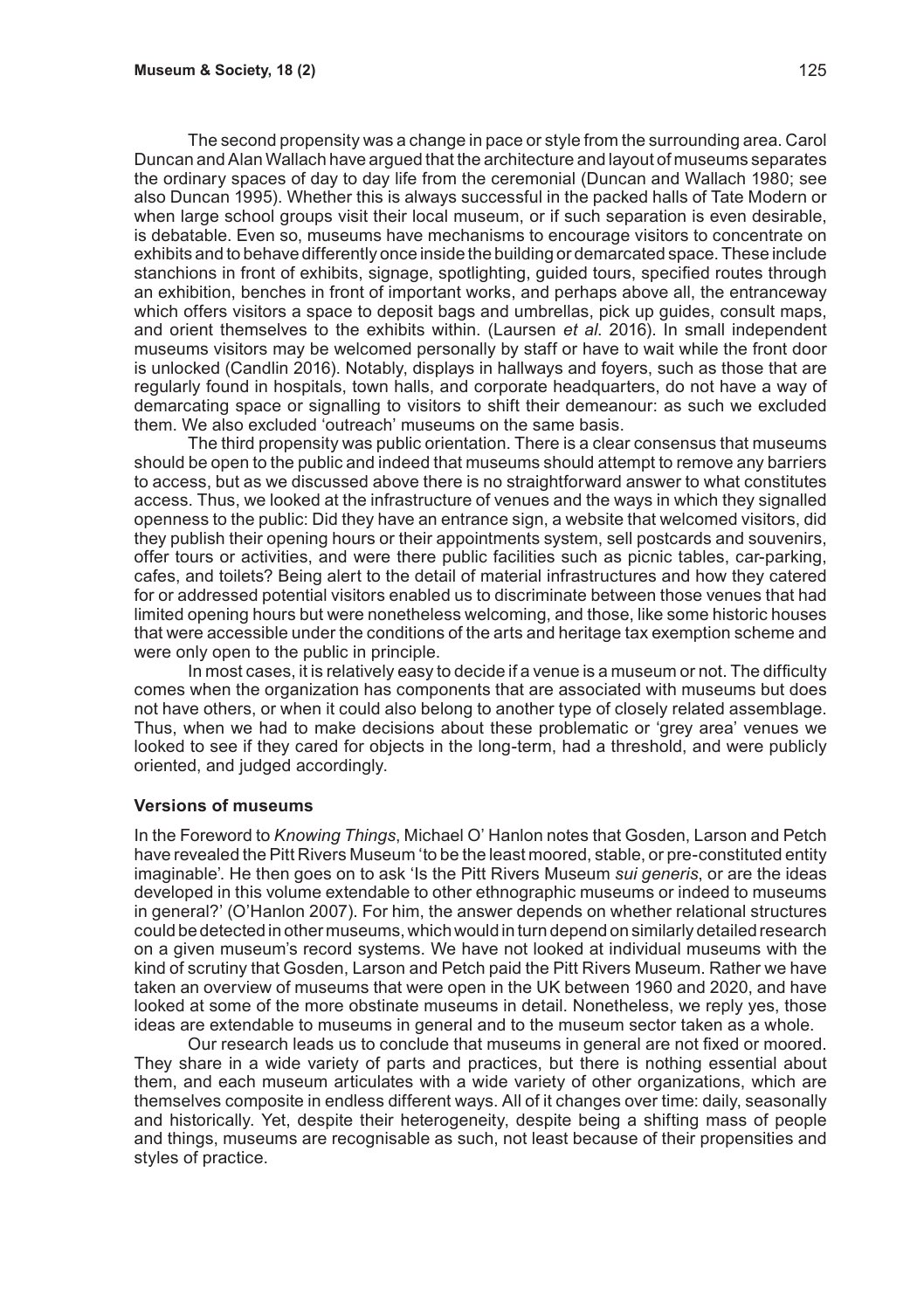The second propensity was a change in pace or style from the surrounding area. Carol Duncan and Alan Wallach have argued that the architecture and layout of museums separates the ordinary spaces of day to day life from the ceremonial (Duncan and Wallach 1980; see also Duncan 1995). Whether this is always successful in the packed halls of Tate Modern or when large school groups visit their local museum, or if such separation is even desirable, is debatable. Even so, museums have mechanisms to encourage visitors to concentrate on exhibits and to behave differently once inside the building or demarcated space. These include stanchions in front of exhibits, signage, spotlighting, guided tours, specified routes through an exhibition, benches in front of important works, and perhaps above all, the entranceway which offers visitors a space to deposit bags and umbrellas, pick up guides, consult maps, and orient themselves to the exhibits within. (Laursen *et al.* 2016). In small independent museums visitors may be welcomed personally by staff or have to wait while the front door is unlocked (Candlin 2016). Notably, displays in hallways and foyers, such as those that are regularly found in hospitals, town halls, and corporate headquarters, do not have a way of demarcating space or signalling to visitors to shift their demeanour: as such we excluded them. We also excluded 'outreach' museums on the same basis.

The third propensity was public orientation. There is a clear consensus that museums should be open to the public and indeed that museums should attempt to remove any barriers to access, but as we discussed above there is no straightforward answer to what constitutes access. Thus, we looked at the infrastructure of venues and the ways in which they signalled openness to the public: Did they have an entrance sign, a website that welcomed visitors, did they publish their opening hours or their appointments system, sell postcards and souvenirs, offer tours or activities, and were there public facilities such as picnic tables, car-parking, cafes, and toilets? Being alert to the detail of material infrastructures and how they catered for or addressed potential visitors enabled us to discriminate between those venues that had limited opening hours but were nonetheless welcoming, and those, like some historic houses that were accessible under the conditions of the arts and heritage tax exemption scheme and were only open to the public in principle.

In most cases, it is relatively easy to decide if a venue is a museum or not. The difficulty comes when the organization has components that are associated with museums but does not have others, or when it could also belong to another type of closely related assemblage. Thus, when we had to make decisions about these problematic or 'grey area' venues we looked to see if they cared for objects in the long-term, had a threshold, and were publicly oriented, and judged accordingly.

### Versions of museums

In the Foreword to *Knowing Things*, Michael O' Hanlon notes that Gosden, Larson and Petch have revealed the Pitt Rivers Museum 'to be the least moored, stable, or pre-constituted entity imaginable'. He then goes on to ask 'Is the Pitt Rivers Museum *sui generis*, or are the ideas developed in this volume extendable to other ethnographic museums or indeed to museums in general?' (O'Hanlon 2007). For him, the answer depends on whether relational structures could be detected in other museums, which would in turn depend on similarly detailed research on a given museum's record systems. We have not looked at individual museums with the kind of scrutiny that Gosden, Larson and Petch paid the Pitt Rivers Museum. Rather we have taken an overview of museums that were open in the UK between 1960 and 2020, and have looked at some of the more obstinate museums in detail. Nonetheless, we reply yes, those ideas are extendable to museums in general and to the museum sector taken as a whole.

Our research leads us to conclude that museums in general are not fixed or moored. They share in a wide variety of parts and practices, but there is nothing essential about them, and each museum articulates with a wide variety of other organizations, which are themselves composite in endless different ways. All of it changes over time: daily, seasonally and historically. Yet, despite their heterogeneity, despite being a shifting mass of people and things, museums are recognisable as such, not least because of their propensities and styles of practice.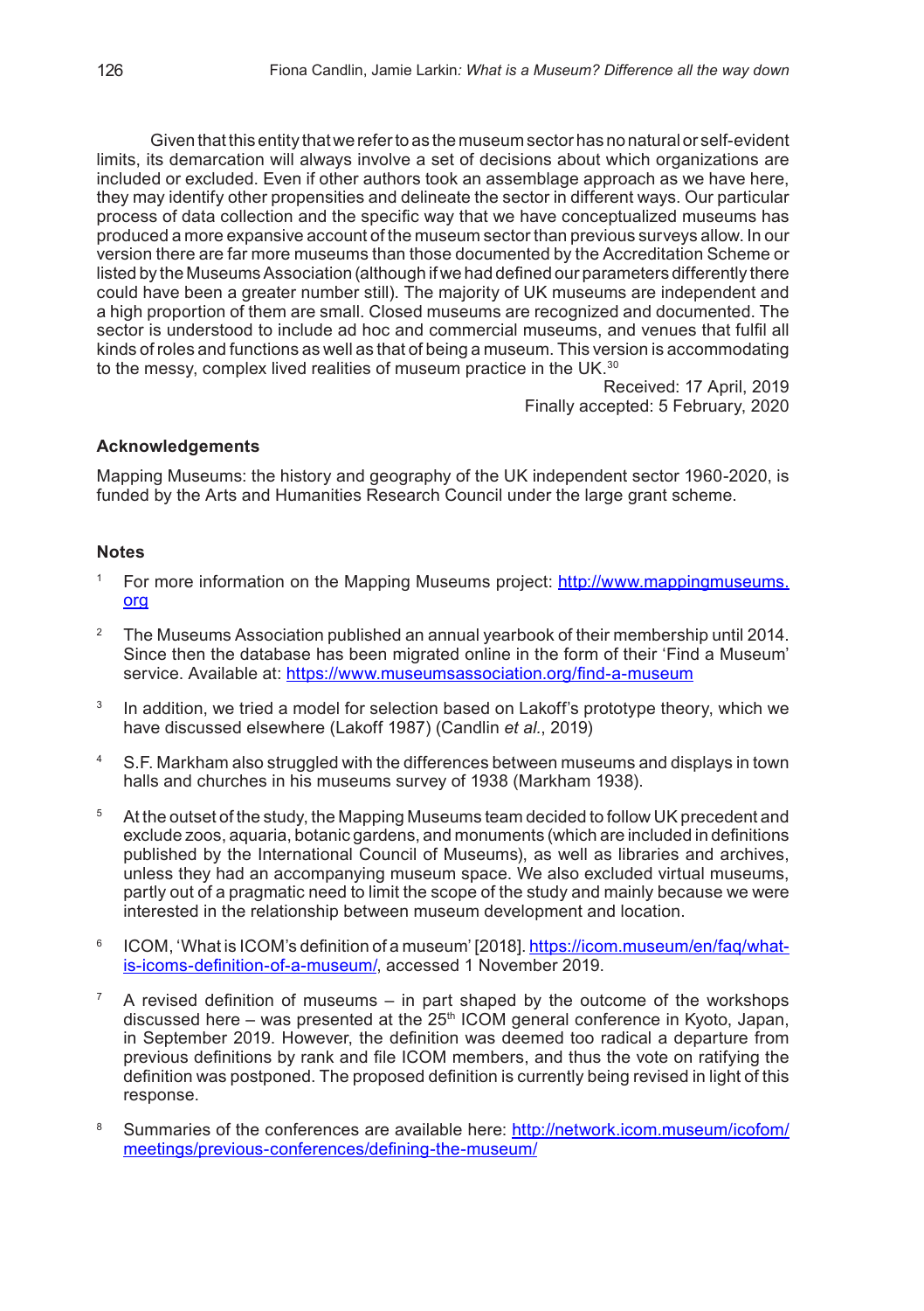Given that this entity that we refer to as the museum sector has no natural or self-evident limits, its demarcation will always involve a set of decisions about which organizations are included or excluded. Even if other authors took an assemblage approach as we have here, they may identify other propensities and delineate the sector in different ways. Our particular process of data collection and the specific way that we have conceptualized museums has produced a more expansive account of the museum sector than previous surveys allow. In our version there are far more museums than those documented by the Accreditation Scheme or listed by the Museums Association (although if we had defined our parameters differently there could have been a greater number still). The majority of UK museums are independent and a high proportion of them are small. Closed museums are recognized and documented. The sector is understood to include ad hoc and commercial museums, and venues that fulfil all kinds of roles and functions as well as that of being a museum. This version is accommodating to the messy, complex lived realities of museum practice in the UK.[30]

Received: 17 April, 2019
Finally accepted: 5 February, 2020

## Acknowledgements

Mapping Museums: the history and geography of the UK independent sector 1960-2020, is funded by the Arts and Humanities Research Council under the large grant scheme.

## Notes

1. For more information on the Mapping Museums project: http://www.mappingmuseums.org

2. The Museums Association published an annual yearbook of their membership until 2014. Since then the database has been migrated online in the form of their 'Find a Museum' service. Available at: https://www.museumsassociation.org/find-a-museum

3. In addition, we tried a model for selection based on Lakoff's prototype theory, which we have discussed elsewhere (Lakoff 1987) (Candlin *et al.*, 2019)

4. S.F. Markham also struggled with the differences between museums and displays in town halls and churches in his museums survey of 1938 (Markham 1938).

5. At the outset of the study, the Mapping Museums team decided to follow UK precedent and exclude zoos, aquaria, botanic gardens, and monuments (which are included in definitions published by the International Council of Museums), as well as libraries and archives, unless they had an accompanying museum space. We also excluded virtual museums, partly out of a pragmatic need to limit the scope of the study and mainly because we were interested in the relationship between museum development and location.

6. ICOM, 'What is ICOM's definition of a museum' [2018]. https://icom.museum/en/faq/what-is-icoms-definition-of-a-museum/, accessed 1 November 2019.

7. A revised definition of museums – in part shaped by the outcome of the workshops discussed here – was presented at the 25th ICOM general conference in Kyoto, Japan, in September 2019. However, the definition was deemed too radical a departure from previous definitions by rank and file ICOM members, and thus the vote on ratifying the definition was postponed. The proposed definition is currently being revised in light of this response.

8. Summaries of the conferences are available here: http://network.icom.museum/icofom/meetings/previous-conferences/defining-the-museum/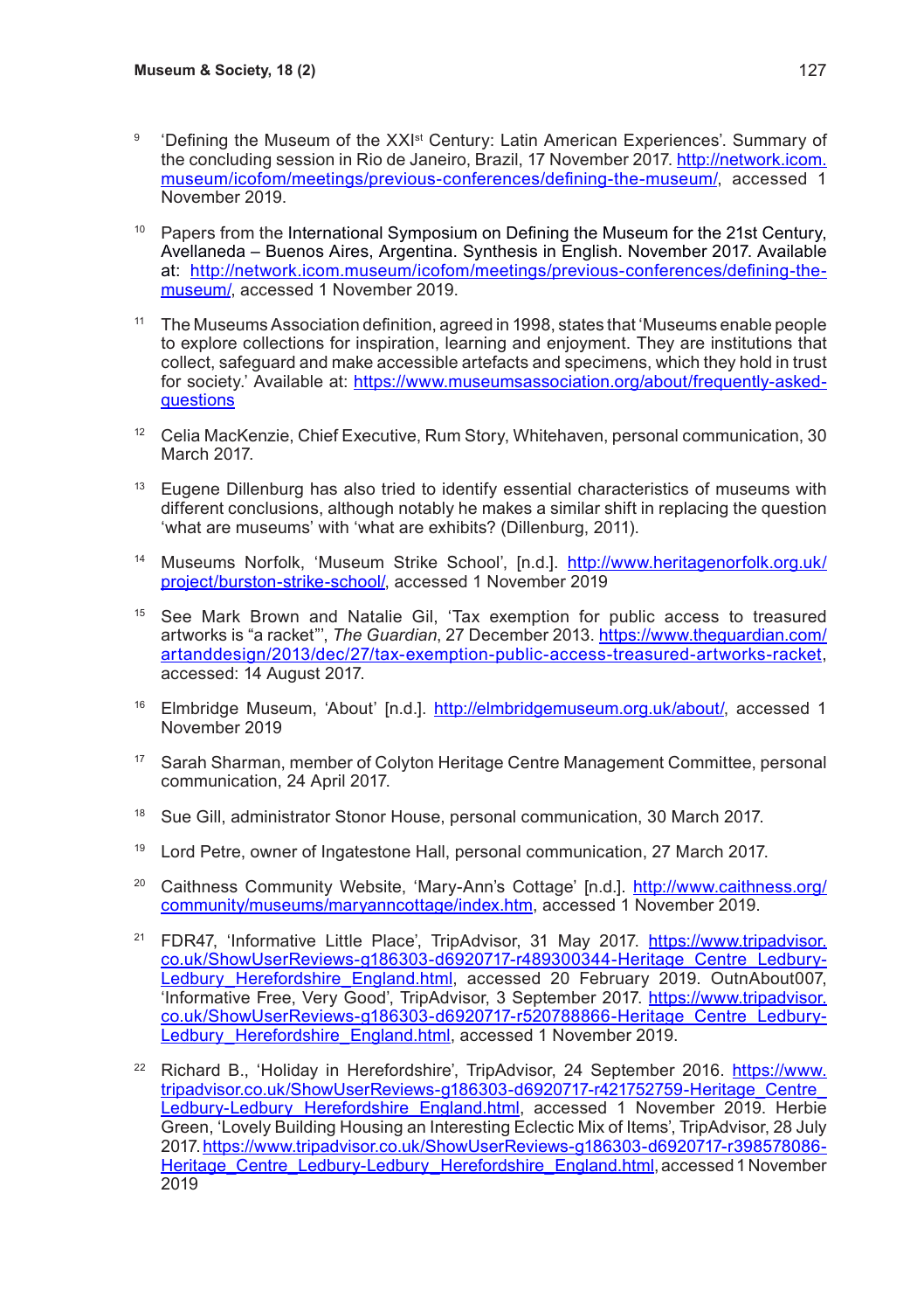9 'Defining the Museum of the XXI[st] Century: Latin American Experiences'. Summary of the concluding session in Rio de Janeiro, Brazil, 17 November 2017. http://network.icom.museum/icofom/meetings/previous-conferences/defining-the-museum/, accessed 1 November 2019.

10 Papers from the International Symposium on Defining the Museum for the 21st Century, Avellaneda – Buenos Aires, Argentina. Synthesis in English. November 2017. Available at: http://network.icom.museum/icofom/meetings/previous-conferences/defining-the-museum/, accessed 1 November 2019.

11 The Museums Association definition, agreed in 1998, states that 'Museums enable people to explore collections for inspiration, learning and enjoyment. They are institutions that collect, safeguard and make accessible artefacts and specimens, which they hold in trust for society.' Available at: https://www.museumsassociation.org/about/frequently-asked-questions

12 Celia MacKenzie, Chief Executive, Rum Story, Whitehaven, personal communication, 30 March 2017.

13 Eugene Dillenburg has also tried to identify essential characteristics of museums with different conclusions, although notably he makes a similar shift in replacing the question 'what are museums' with 'what are exhibits? (Dillenburg, 2011).

14 Museums Norfolk, 'Museum Strike School', [n.d.]. http://www.heritagenorfolk.org.uk/project/burston-strike-school/, accessed 1 November 2019

15 See Mark Brown and Natalie Gil, 'Tax exemption for public access to treasured artworks is "a racket"', *The Guardian*, 27 December 2013. https://www.theguardian.com/artanddesign/2013/dec/27/tax-exemption-public-access-treasured-artworks-racket, accessed: 14 August 2017.

16 Elmbridge Museum, 'About' [n.d.]. http://elmbridgemuseum.org.uk/about/, accessed 1 November 2019

17 Sarah Sharman, member of Colyton Heritage Centre Management Committee, personal communication, 24 April 2017.

18 Sue Gill, administrator Stonor House, personal communication, 30 March 2017.

19 Lord Petre, owner of Ingatestone Hall, personal communication, 27 March 2017.

20 Caithness Community Website, 'Mary-Ann's Cottage' [n.d.]. http://www.caithness.org/community/museums/maryanncottage/index.htm, accessed 1 November 2019.

21 FDR47, 'Informative Little Place', TripAdvisor, 31 May 2017. https://www.tripadvisor.co.uk/ShowUserReviews-g186303-d6920717-r489300344-Heritage_Centre_Ledbury-Ledbury_Herefordshire_England.html, accessed 20 February 2019. OutnAbout007, 'Informative Free, Very Good', TripAdvisor, 3 September 2017. https://www.tripadvisor.co.uk/ShowUserReviews-g186303-d6920717-r520788866-Heritage_Centre_Ledbury-Ledbury_Herefordshire_England.html, accessed 1 November 2019.

22 Richard B., 'Holiday in Herefordshire', TripAdvisor, 24 September 2016. https://www.tripadvisor.co.uk/ShowUserReviews-g186303-d6920717-r421752759-Heritage_Centre_Ledbury-Ledbury_Herefordshire_England.html, accessed 1 November 2019. Herbie Green, 'Lovely Building Housing an Interesting Eclectic Mix of Items', TripAdvisor, 28 July 2017. https://www.tripadvisor.co.uk/ShowUserReviews-g186303-d6920717-r398578086-Heritage_Centre_Ledbury-Ledbury_Herefordshire_England.html, accessed 1 November 2019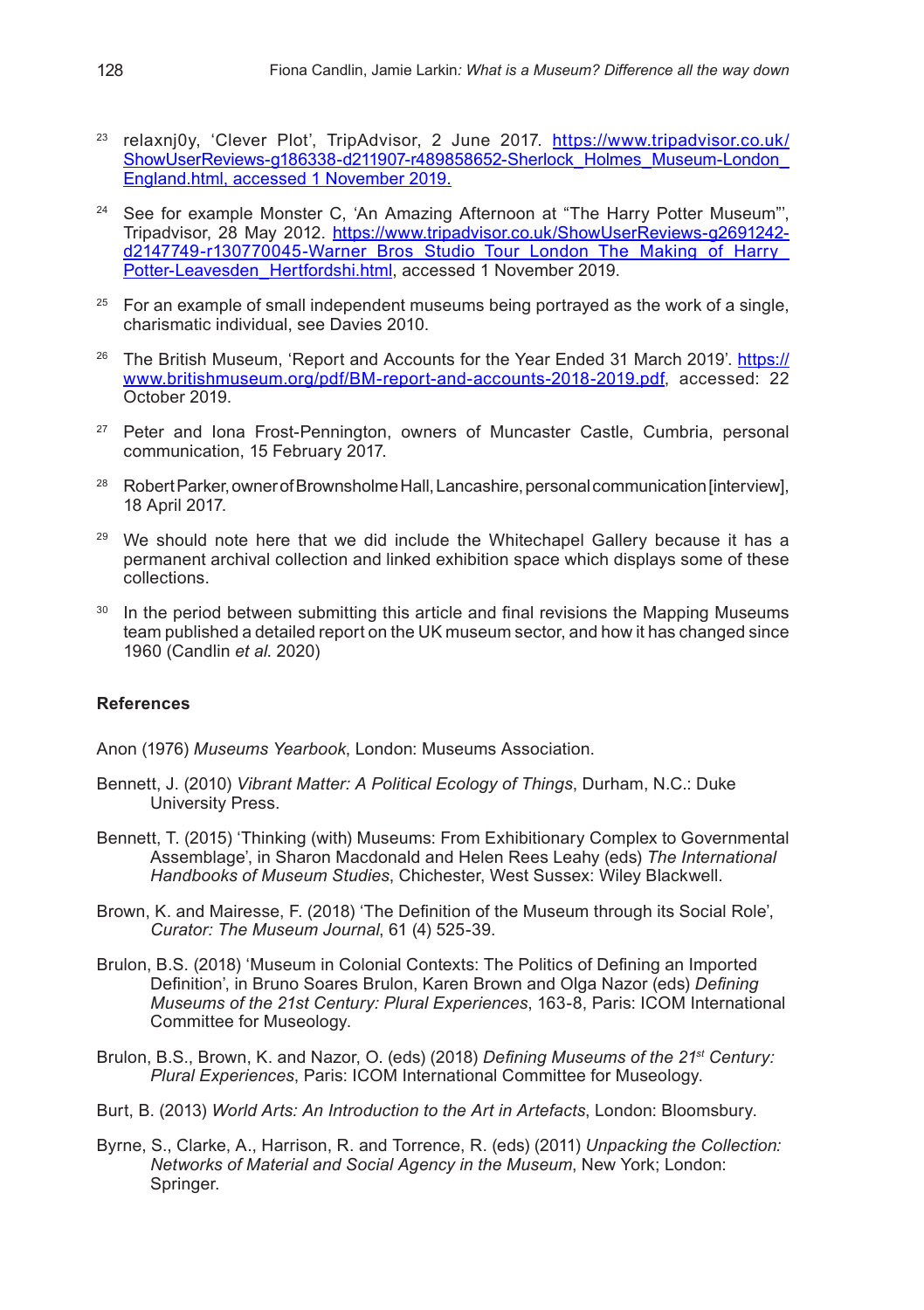[23] relaxnj0y, 'Clever Plot', TripAdvisor, 2 June 2017. https://www.tripadvisor.co.uk/ShowUserReviews-g186338-d211907-r489858652-Sherlock_Holmes_Museum-London_England.html, accessed 1 November 2019.

[24] See for example Monster C, 'An Amazing Afternoon at "The Harry Potter Museum"', Tripadvisor, 28 May 2012. https://www.tripadvisor.co.uk/ShowUserReviews-g2691242-d2147749-r130770045-Warner_Bros_Studio_Tour_London_The_Making_of_Harry_Potter-Leavesden_Hertfordshi.html, accessed 1 November 2019.

[25] For an example of small independent museums being portrayed as the work of a single, charismatic individual, see Davies 2010.

[26] The British Museum, 'Report and Accounts for the Year Ended 31 March 2019'. https://www.britishmuseum.org/pdf/BM-report-and-accounts-2018-2019.pdf, accessed: 22 October 2019.

[27] Peter and Iona Frost-Pennington, owners of Muncaster Castle, Cumbria, personal communication, 15 February 2017.

[28] Robert Parker, owner of Brownsholme Hall, Lancashire, personal communication [interview], 18 April 2017.

[29] We should note here that we did include the Whitechapel Gallery because it has a permanent archival collection and linked exhibition space which displays some of these collections.

[30] In the period between submitting this article and final revisions the Mapping Museums team published a detailed report on the UK museum sector, and how it has changed since 1960 (Candlin *et al.* 2020)

### References

Anon (1976) *Museums Yearbook*, London: Museums Association.

Bennett, J. (2010) *Vibrant Matter: A Political Ecology of Things*, Durham, N.C.: Duke University Press.

Bennett, T. (2015) 'Thinking (with) Museums: From Exhibitionary Complex to Governmental Assemblage', in Sharon Macdonald and Helen Rees Leahy (eds) *The International Handbooks of Museum Studies*, Chichester, West Sussex: Wiley Blackwell.

Brown, K. and Mairesse, F. (2018) 'The Definition of the Museum through its Social Role', *Curator: The Museum Journal*, 61 (4) 525-39.

Brulon, B.S. (2018) 'Museum in Colonial Contexts: The Politics of Defining an Imported Definition', in Bruno Soares Brulon, Karen Brown and Olga Nazor (eds) *Defining Museums of the 21st Century: Plural Experiences*, 163-8, Paris: ICOM International Committee for Museology.

Brulon, B.S., Brown, K. and Nazor, O. (eds) (2018) *Defining Museums of the 21st Century: Plural Experiences*, Paris: ICOM International Committee for Museology.

Burt, B. (2013) *World Arts: An Introduction to the Art in Artefacts*, London: Bloomsbury.

Byrne, S., Clarke, A., Harrison, R. and Torrence, R. (eds) (2011) *Unpacking the Collection: Networks of Material and Social Agency in the Museum*, New York; London: Springer.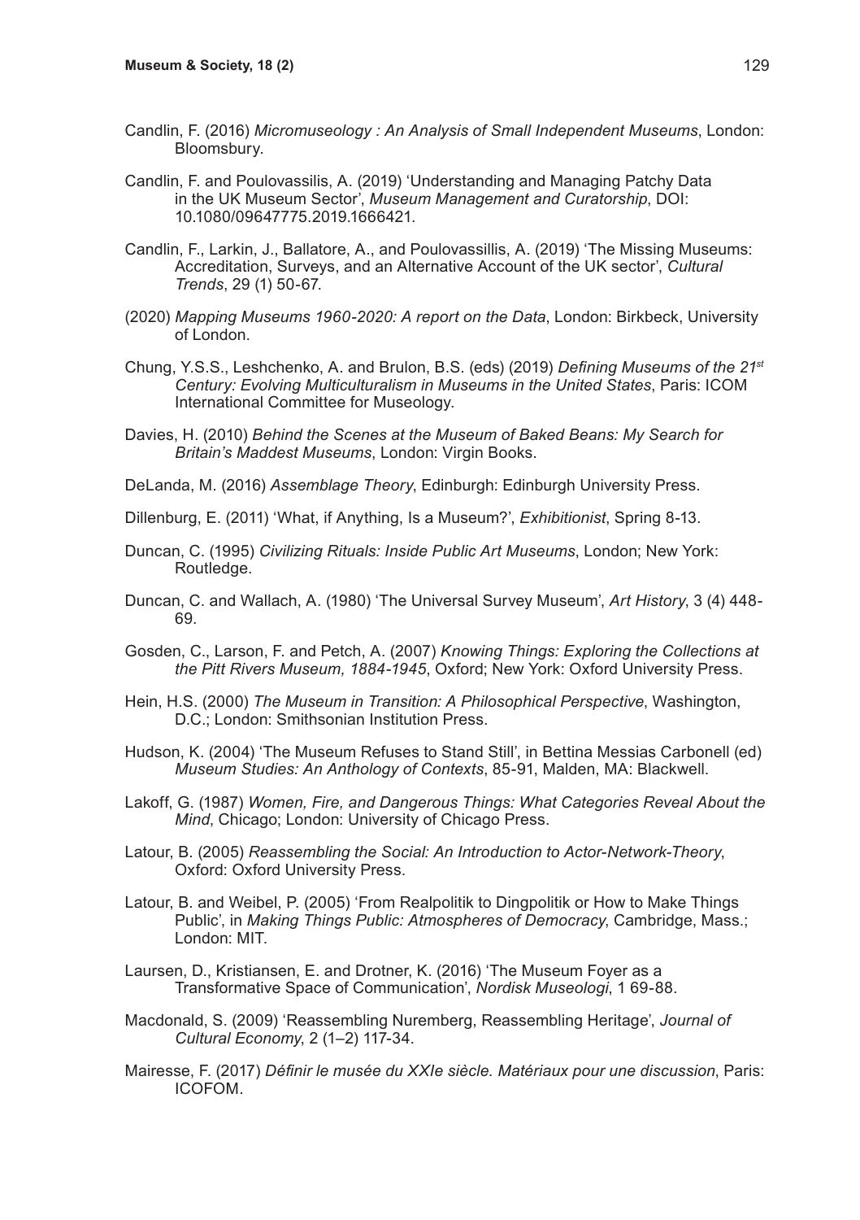Candlin, F. (2016) *Micromuseology : An Analysis of Small Independent Museums*, London: Bloomsbury.

Candlin, F. and Poulovassilis, A. (2019) 'Understanding and Managing Patchy Data in the UK Museum Sector', *Museum Management and Curatorship*, DOI: 10.1080/09647775.2019.1666421.

Candlin, F., Larkin, J., Ballatore, A., and Poulovassillis, A. (2019) 'The Missing Museums: Accreditation, Surveys, and an Alternative Account of the UK sector', *Cultural Trends*, 29 (1) 50-67.

(2020) *Mapping Museums 1960-2020: A report on the Data*, London: Birkbeck, University of London.

Chung, Y.S.S., Leshchenko, A. and Brulon, B.S. (eds) (2019) *Defining Museums of the 21st Century: Evolving Multiculturalism in Museums in the United States*, Paris: ICOM International Committee for Museology.

Davies, H. (2010) *Behind the Scenes at the Museum of Baked Beans: My Search for Britain's Maddest Museums*, London: Virgin Books.

DeLanda, M. (2016) *Assemblage Theory*, Edinburgh: Edinburgh University Press.

Dillenburg, E. (2011) 'What, if Anything, Is a Museum?', *Exhibitionist*, Spring 8-13.

Duncan, C. (1995) *Civilizing Rituals: Inside Public Art Museums*, London; New York: Routledge.

Duncan, C. and Wallach, A. (1980) 'The Universal Survey Museum', *Art History*, 3 (4) 448-69.

Gosden, C., Larson, F. and Petch, A. (2007) *Knowing Things: Exploring the Collections at the Pitt Rivers Museum, 1884-1945*, Oxford; New York: Oxford University Press.

Hein, H.S. (2000) *The Museum in Transition: A Philosophical Perspective*, Washington, D.C.; London: Smithsonian Institution Press.

Hudson, K. (2004) 'The Museum Refuses to Stand Still', in Bettina Messias Carbonell (ed) *Museum Studies: An Anthology of Contexts*, 85-91, Malden, MA: Blackwell.

Lakoff, G. (1987) *Women, Fire, and Dangerous Things: What Categories Reveal About the Mind*, Chicago; London: University of Chicago Press.

Latour, B. (2005) *Reassembling the Social: An Introduction to Actor-Network-Theory*, Oxford: Oxford University Press.

Latour, B. and Weibel, P. (2005) 'From Realpolitik to Dingpolitik or How to Make Things Public', in *Making Things Public: Atmospheres of Democracy*, Cambridge, Mass.; London: MIT.

Laursen, D., Kristiansen, E. and Drotner, K. (2016) 'The Museum Foyer as a Transformative Space of Communication', *Nordisk Museologi*, 1 69-88.

Macdonald, S. (2009) 'Reassembling Nuremberg, Reassembling Heritage', *Journal of Cultural Economy*, 2 (1–2) 117-34.

Mairesse, F. (2017) *Définir le musée du XXIe siècle. Matériaux pour une discussion*, Paris: ICOFOM.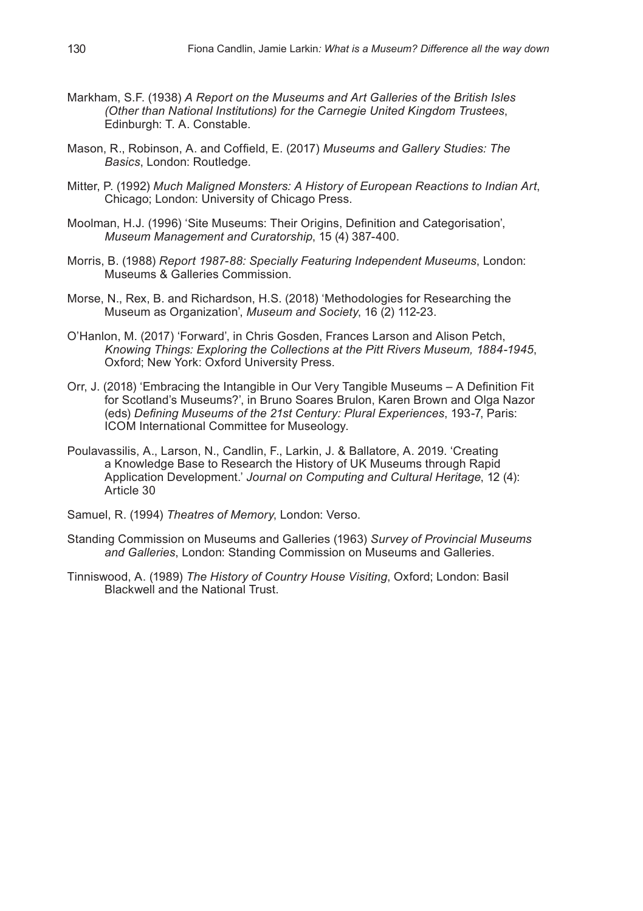Markham, S.F. (1938) *A Report on the Museums and Art Galleries of the British Isles (Other than National Institutions) for the Carnegie United Kingdom Trustees*, Edinburgh: T. A. Constable.

Mason, R., Robinson, A. and Coffield, E. (2017) *Museums and Gallery Studies: The Basics*, London: Routledge.

Mitter, P. (1992) *Much Maligned Monsters: A History of European Reactions to Indian Art*, Chicago; London: University of Chicago Press.

Moolman, H.J. (1996) 'Site Museums: Their Origins, Definition and Categorisation', *Museum Management and Curatorship*, 15 (4) 387-400.

Morris, B. (1988) *Report 1987-88: Specially Featuring Independent Museums*, London: Museums & Galleries Commission.

Morse, N., Rex, B. and Richardson, H.S. (2018) 'Methodologies for Researching the Museum as Organization', *Museum and Society*, 16 (2) 112-23.

O'Hanlon, M. (2017) 'Forward', in Chris Gosden, Frances Larson and Alison Petch, *Knowing Things: Exploring the Collections at the Pitt Rivers Museum, 1884-1945*, Oxford; New York: Oxford University Press.

Orr, J. (2018) 'Embracing the Intangible in Our Very Tangible Museums – A Definition Fit for Scotland's Museums?', in Bruno Soares Brulon, Karen Brown and Olga Nazor (eds) *Defining Museums of the 21st Century: Plural Experiences*, 193-7, Paris: ICOM International Committee for Museology.

Poulavassilis, A., Larson, N., Candlin, F., Larkin, J. & Ballatore, A. 2019. 'Creating a Knowledge Base to Research the History of UK Museums through Rapid Application Development.' *Journal on Computing and Cultural Heritage*, 12 (4): Article 30

Samuel, R. (1994) *Theatres of Memory*, London: Verso.

Standing Commission on Museums and Galleries (1963) *Survey of Provincial Museums and Galleries*, London: Standing Commission on Museums and Galleries.

Tinniswood, A. (1989) *The History of Country House Visiting*, Oxford; London: Basil Blackwell and the National Trust.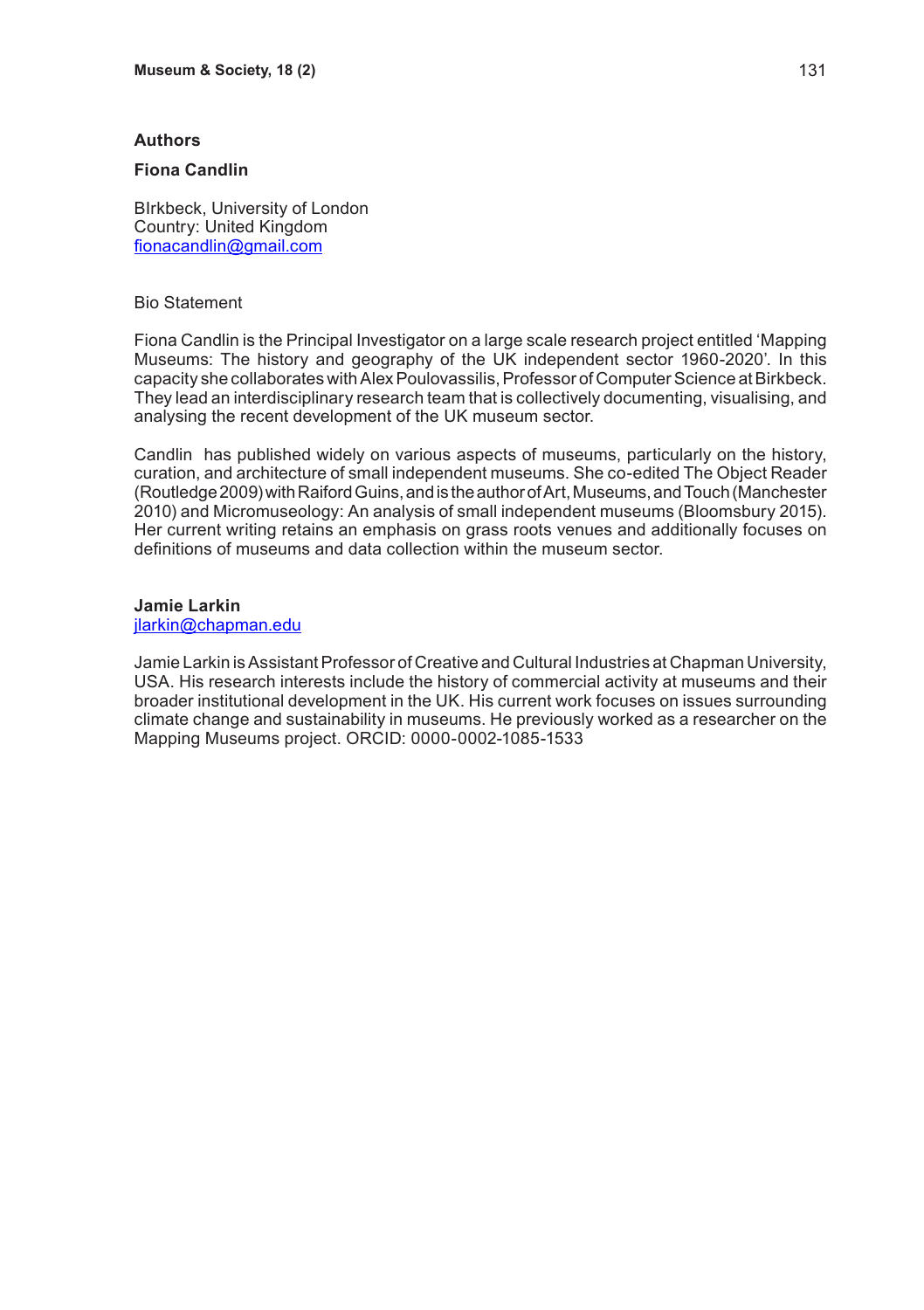## Authors

### Fiona Candlin

BIrkbeck, University of London
Country: United Kingdom
fionacandlin@gmail.com

Bio Statement

Fiona Candlin is the Principal Investigator on a large scale research project entitled 'Mapping Museums: The history and geography of the UK independent sector 1960-2020'. In this capacity she collaborates with Alex Poulovassilis, Professor of Computer Science at Birkbeck. They lead an interdisciplinary research team that is collectively documenting, visualising, and analysing the recent development of the UK museum sector.

Candlin has published widely on various aspects of museums, particularly on the history, curation, and architecture of small independent museums. She co-edited The Object Reader (Routledge 2009) with Raiford Guins, and is the author of Art, Museums, and Touch (Manchester 2010) and Micromuseology: An analysis of small independent museums (Bloomsbury 2015). Her current writing retains an emphasis on grass roots venues and additionally focuses on definitions of museums and data collection within the museum sector.

### Jamie Larkin

jlarkin@chapman.edu

Jamie Larkin is Assistant Professor of Creative and Cultural Industries at Chapman University, USA. His research interests include the history of commercial activity at museums and their broader institutional development in the UK. His current work focuses on issues surrounding climate change and sustainability in museums. He previously worked as a researcher on the Mapping Museums project. ORCID: 0000-0002-1085-1533